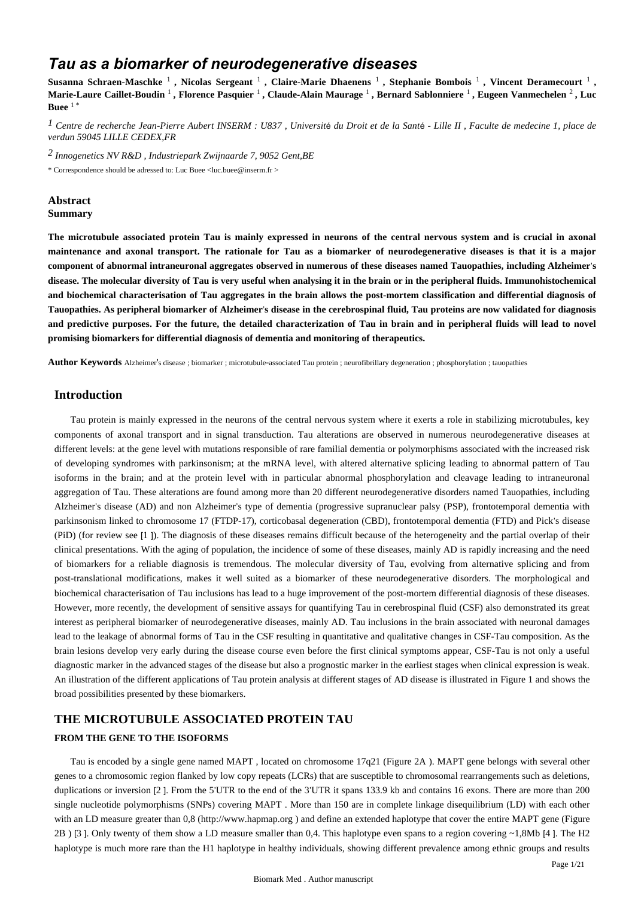# *Tau as a biomarker of neurodegenerative diseases*

**Susanna Schraen-Maschke** [1] **, Nicolas Sergeant** [1] **, Claire-Marie Dhaenens** [1] **, Stephanie Bombois** [1] **, Vincent Deramecourt** [1] **, Marie-Laure Caillet-Boudin** [1] **, Florence Pasquier** [1] **, Claude-Alain Maurage** [1] **, Bernard Sablonniere** [1] **, Eugeen Vanmechelen** [2] **, Luc Buee** [1 *]

[1] *Centre de recherche Jean-Pierre Aubert INSERM : U837 , Université du Droit et de la Santé - Lille II , Faculte de medecine 1, place de verdun 59045 LILLE CEDEX,FR*

[2] *Innogenetics NV R&D , Industriepark Zwijnaarde 7, 9052 Gent,BE*

* Correspondence should be adressed to: Luc Buee <luc.buee@inserm.fr >

## Abstract

### Summary

**The microtubule associated protein Tau is mainly expressed in neurons of the central nervous system and is crucial in axonal maintenance and axonal transport. The rationale for Tau as a biomarker of neurodegenerative diseases is that it is a major component of abnormal intraneuronal aggregates observed in numerous of these diseases named Tauopathies, including Alzheimer's disease. The molecular diversity of Tau is very useful when analysing it in the brain or in the peripheral fluids. Immunohistochemical and biochemical characterisation of Tau aggregates in the brain allows the post-mortem classification and differential diagnosis of Tauopathies. As peripheral biomarker of Alzheimer's disease in the cerebrospinal fluid, Tau proteins are now validated for diagnosis and predictive purposes. For the future, the detailed characterization of Tau in brain and in peripheral fluids will lead to novel promising biomarkers for differential diagnosis of dementia and monitoring of therapeutics.**

**Author Keywords** Alzheimer's disease ; biomarker ; microtubule-associated Tau protein ; neurofibrillary degeneration ; phosphorylation ; tauopathies

## Introduction

Tau protein is mainly expressed in the neurons of the central nervous system where it exerts a role in stabilizing microtubules, key components of axonal transport and in signal transduction. Tau alterations are observed in numerous neurodegenerative diseases at different levels: at the gene level with mutations responsible of rare familial dementia or polymorphisms associated with the increased risk of developing syndromes with parkinsonism; at the mRNA level, with altered alternative splicing leading to abnormal pattern of Tau isoforms in the brain; and at the protein level with in particular abnormal phosphorylation and cleavage leading to intraneuronal aggregation of Tau. These alterations are found among more than 20 different neurodegenerative disorders named Tauopathies, including Alzheimer's disease (AD) and non Alzheimer's type of dementia (progressive supranuclear palsy (PSP), frontotemporal dementia with parkinsonism linked to chromosome 17 (FTDP-17), corticobasal degeneration (CBD), frontotemporal dementia (FTD) and Pick's disease (PiD) (for review see [1 ]). The diagnosis of these diseases remains difficult because of the heterogeneity and the partial overlap of their clinical presentations. With the aging of population, the incidence of some of these diseases, mainly AD is rapidly increasing and the need of biomarkers for a reliable diagnosis is tremendous. The molecular diversity of Tau, evolving from alternative splicing and from post-translational modifications, makes it well suited as a biomarker of these neurodegenerative disorders. The morphological and biochemical characterisation of Tau inclusions has lead to a huge improvement of the post-mortem differential diagnosis of these diseases. However, more recently, the development of sensitive assays for quantifying Tau in cerebrospinal fluid (CSF) also demonstrated its great interest as peripheral biomarker of neurodegenerative diseases, mainly AD. Tau inclusions in the brain associated with neuronal damages lead to the leakage of abnormal forms of Tau in the CSF resulting in quantitative and qualitative changes in CSF-Tau composition. As the brain lesions develop very early during the disease course even before the first clinical symptoms appear, CSF-Tau is not only a useful diagnostic marker in the advanced stages of the disease but also a prognostic marker in the earliest stages when clinical expression is weak. An illustration of the different applications of Tau protein analysis at different stages of AD disease is illustrated in Figure 1 and shows the broad possibilities presented by these biomarkers.

## THE MICROTUBULE ASSOCIATED PROTEIN TAU

### FROM THE GENE TO THE ISOFORMS

Tau is encoded by a single gene named MAPT , located on chromosome 17q21 (Figure 2A ). MAPT gene belongs with several other genes to a chromosomic region flanked by low copy repeats (LCRs) that are susceptible to chromosomal rearrangements such as deletions, duplications or inversion [2 ]. From the 5'UTR to the end of the 3'UTR it spans 133.9 kb and contains 16 exons. There are more than 200 single nucleotide polymorphisms (SNPs) covering MAPT . More than 150 are in complete linkage disequilibrium (LD) with each other with an LD measure greater than 0,8 (http://www.hapmap.org ) and define an extended haplotype that cover the entire MAPT gene (Figure 2B ) [3 ]. Only twenty of them show a LD measure smaller than 0,4. This haplotype even spans to a region covering ~1,8Mb [4 ]. The H2 haplotype is much more rare than the H1 haplotype in healthy individuals, showing different prevalence among ethnic groups and results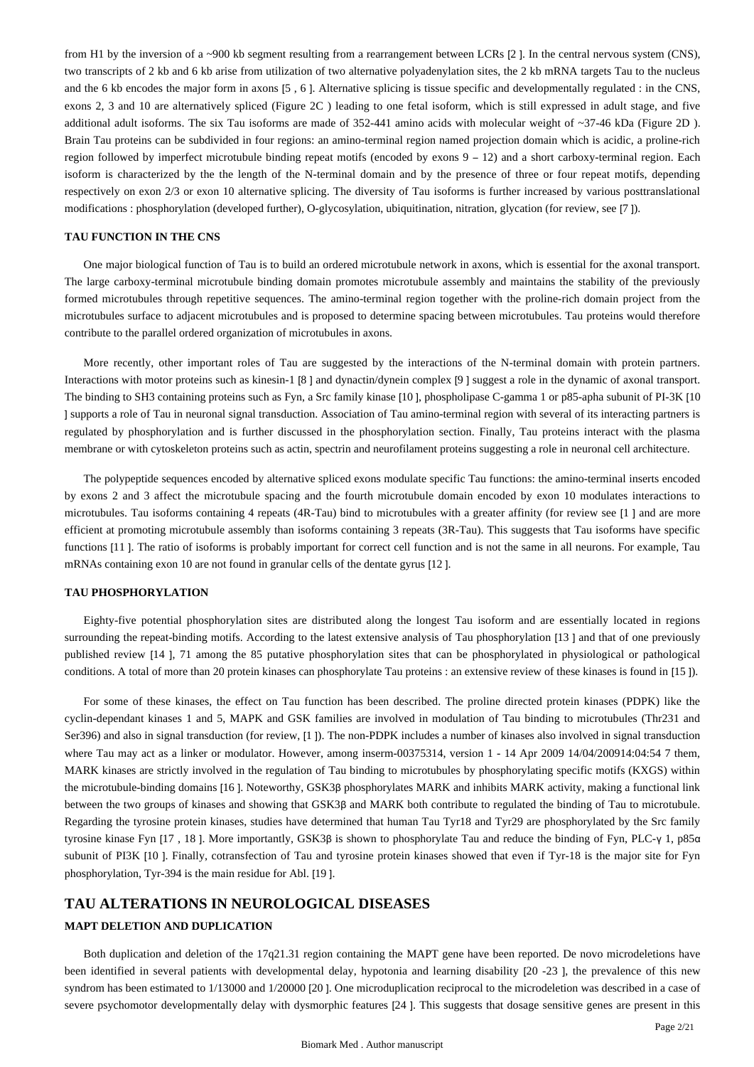from H1 by the inversion of a ~900 kb segment resulting from a rearrangement between LCRs [2 ]. In the central nervous system (CNS), two transcripts of 2 kb and 6 kb arise from utilization of two alternative polyadenylation sites, the 2 kb mRNA targets Tau to the nucleus and the 6 kb encodes the major form in axons [5 , 6 ]. Alternative splicing is tissue specific and developmentally regulated : in the CNS, exons 2, 3 and 10 are alternatively spliced (Figure 2C ) leading to one fetal isoform, which is still expressed in adult stage, and five additional adult isoforms. The six Tau isoforms are made of 352-441 amino acids with molecular weight of ~37-46 kDa (Figure 2D ). Brain Tau proteins can be subdivided in four regions: an amino-terminal region named projection domain which is acidic, a proline-rich region followed by imperfect microtubule binding repeat motifs (encoded by exons 9 – 12) and a short carboxy-terminal region. Each isoform is characterized by the the length of the N-terminal domain and by the presence of three or four repeat motifs, depending respectively on exon 2/3 or exon 10 alternative splicing. The diversity of Tau isoforms is further increased by various posttranslational modifications : phosphorylation (developed further), O-glycosylation, ubiquitination, nitration, glycation (for review, see [7 ]).

### TAU FUNCTION IN THE CNS

One major biological function of Tau is to build an ordered microtubule network in axons, which is essential for the axonal transport. The large carboxy-terminal microtubule binding domain promotes microtubule assembly and maintains the stability of the previously formed microtubules through repetitive sequences. The amino-terminal region together with the proline-rich domain project from the microtubules surface to adjacent microtubules and is proposed to determine spacing between microtubules. Tau proteins would therefore contribute to the parallel ordered organization of microtubules in axons.

More recently, other important roles of Tau are suggested by the interactions of the N-terminal domain with protein partners. Interactions with motor proteins such as kinesin-1 [8 ] and dynactin/dynein complex [9 ] suggest a role in the dynamic of axonal transport. The binding to SH3 containing proteins such as Fyn, a Src family kinase [10 ], phospholipase C-gamma 1 or p85-apha subunit of PI-3K [10 ] supports a role of Tau in neuronal signal transduction. Association of Tau amino-terminal region with several of its interacting partners is regulated by phosphorylation and is further discussed in the phosphorylation section. Finally, Tau proteins interact with the plasma membrane or with cytoskeleton proteins such as actin, spectrin and neurofilament proteins suggesting a role in neuronal cell architecture.

The polypeptide sequences encoded by alternative spliced exons modulate specific Tau functions: the amino-terminal inserts encoded by exons 2 and 3 affect the microtubule spacing and the fourth microtubule domain encoded by exon 10 modulates interactions to microtubules. Tau isoforms containing 4 repeats (4R-Tau) bind to microtubules with a greater affinity (for review see [1 ] and are more efficient at promoting microtubule assembly than isoforms containing 3 repeats (3R-Tau). This suggests that Tau isoforms have specific functions [11 ]. The ratio of isoforms is probably important for correct cell function and is not the same in all neurons. For example, Tau mRNAs containing exon 10 are not found in granular cells of the dentate gyrus [12 ].

### TAU PHOSPHORYLATION

Eighty-five potential phosphorylation sites are distributed along the longest Tau isoform and are essentially located in regions surrounding the repeat-binding motifs. According to the latest extensive analysis of Tau phosphorylation [13 ] and that of one previously published review [14 ], 71 among the 85 putative phosphorylation sites that can be phosphorylated in physiological or pathological conditions. A total of more than 20 protein kinases can phosphorylate Tau proteins : an extensive review of these kinases is found in [15 ]).

For some of these kinases, the effect on Tau function has been described. The proline directed protein kinases (PDPK) like the cyclin-dependant kinases 1 and 5, MAPK and GSK families are involved in modulation of Tau binding to microtubules (Thr231 and Ser396) and also in signal transduction (for review, [1 ]). The non-PDPK includes a number of kinases also involved in signal transduction where Tau may act as a linker or modulator. However, among them, MARK kinases are strictly involved in the regulation of Tau binding to microtubules by phosphorylating specific motifs (KXGS) within the microtubule-binding domains [16 ]. Noteworthy, GSK3β phosphorylates MARK and inhibits MARK activity, making a functional link between the two groups of kinases and showing that GSK3β and MARK both contribute to regulated the binding of Tau to microtubule. Regarding the tyrosine protein kinases, studies have determined that human Tau Tyr18 and Tyr29 are phosphorylated by the Src family tyrosine kinase Fyn [17 , 18 ]. More importantly, GSK3β is shown to phosphorylate Tau and reduce the binding of Fyn, PLC-γ 1, p85α subunit of PI3K [10 ]. Finally, cotransfection of Tau and tyrosine protein kinases showed that even if Tyr-18 is the major site for Fyn phosphorylation, Tyr-394 is the main residue for Abl. [19 ].

## TAU ALTERATIONS IN NEUROLOGICAL DISEASES

### MAPT DELETION AND DUPLICATION

Both duplication and deletion of the 17q21.31 region containing the MAPT gene have been reported. De novo microdeletions have been identified in several patients with developmental delay, hypotonia and learning disability [20 -23 ], the prevalence of this new syndrom has been estimated to 1/13000 and 1/20000 [20 ]. One microduplication reciprocal to the microdeletion was described in a case of severe psychomotor developmentally delay with dysmorphic features [24 ]. This suggests that dosage sensitive genes are present in this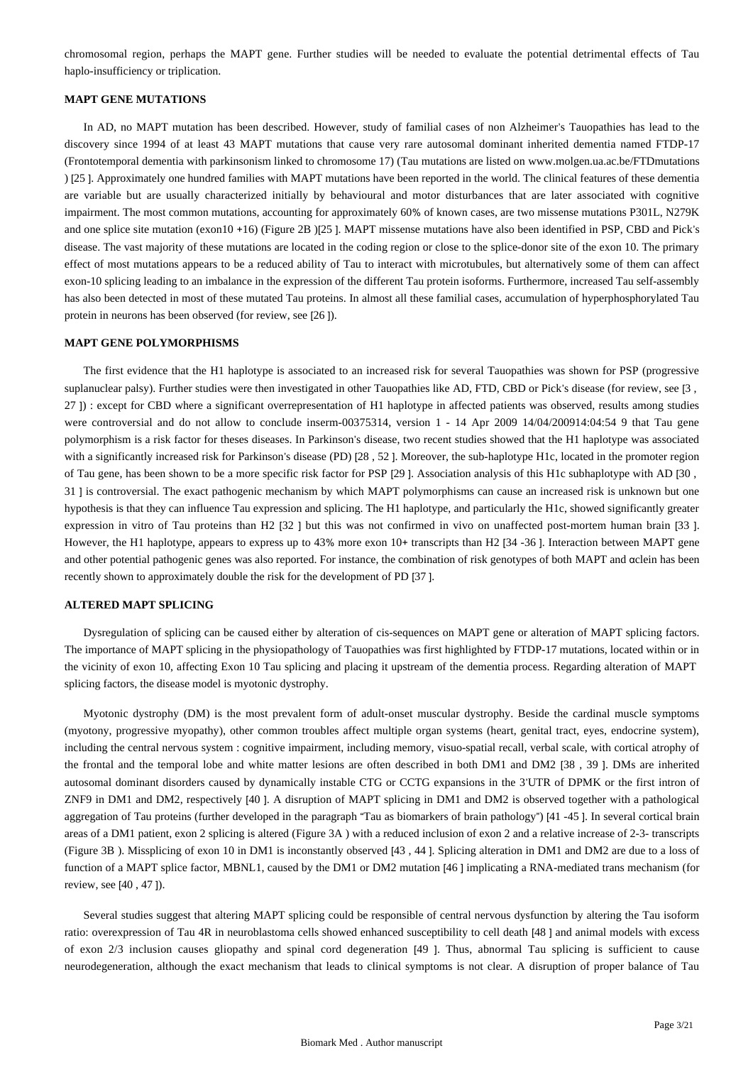chromosomal region, perhaps the MAPT gene. Further studies will be needed to evaluate the potential detrimental effects of Tau haplo-insufficiency or triplication.

## MAPT GENE MUTATIONS

In AD, no MAPT mutation has been described. However, study of familial cases of non Alzheimer's Tauopathies has lead to the discovery since 1994 of at least 43 MAPT mutations that cause very rare autosomal dominant inherited dementia named FTDP-17 (Frontotemporal dementia with parkinsonism linked to chromosome 17) (Tau mutations are listed on www.molgen.ua.ac.be/FTDmutations ) [25 ]. Approximately one hundred families with MAPT mutations have been reported in the world. The clinical features of these dementia are variable but are usually characterized initially by behavioural and motor disturbances that are later associated with cognitive impairment. The most common mutations, accounting for approximately 60% of known cases, are two missense mutations P301L, N279K and one splice site mutation (exon10 +16) (Figure 2B )[25 ]. MAPT missense mutations have also been identified in PSP, CBD and Pick's disease. The vast majority of these mutations are located in the coding region or close to the splice-donor site of the exon 10. The primary effect of most mutations appears to be a reduced ability of Tau to interact with microtubules, but alternatively some of them can affect exon-10 splicing leading to an imbalance in the expression of the different Tau protein isoforms. Furthermore, increased Tau self-assembly has also been detected in most of these mutated Tau proteins. In almost all these familial cases, accumulation of hyperphosphorylated Tau protein in neurons has been observed (for review, see [26 ]).

## MAPT GENE POLYMORPHISMS

The first evidence that the H1 haplotype is associated to an increased risk for several Tauopathies was shown for PSP (progressive suplanuclear palsy). Further studies were then investigated in other Tauopathies like AD, FTD, CBD or Pick's disease (for review, see [3 , 27 ]) : except for CBD where a significant overrepresentation of H1 haplotype in affected patients was observed, results among studies were controversial and do not allow to conclude inserm-00375314, version 1 - 14 Apr 2009 14/04/200914:04:54 9 that Tau gene polymorphism is a risk factor for theses diseases. In Parkinson's disease, two recent studies showed that the H1 haplotype was associated with a significantly increased risk for Parkinson's disease (PD) [28 , 52 ]. Moreover, the sub-haplotype H1c, located in the promoter region of Tau gene, has been shown to be a more specific risk factor for PSP [29 ]. Association analysis of this H1c subhaplotype with AD [30 , 31 ] is controversial. The exact pathogenic mechanism by which MAPT polymorphisms can cause an increased risk is unknown but one hypothesis is that they can influence Tau expression and splicing. The H1 haplotype, and particularly the H1c, showed significantly greater expression in vitro of Tau proteins than H2 [32 ] but this was not confirmed in vivo on unaffected post-mortem human brain [33 ]. However, the H1 haplotype, appears to express up to 43% more exon 10+ transcripts than H2 [34 -36 ]. Interaction between MAPT gene and other potential pathogenic genes was also reported. For instance, the combination of risk genotypes of both MAPT and αclein has been recently shown to approximately double the risk for the development of PD [37 ].

## ALTERED MAPT SPLICING

Dysregulation of splicing can be caused either by alteration of cis-sequences on MAPT gene or alteration of MAPT splicing factors. The importance of MAPT splicing in the physiopathology of Tauopathies was first highlighted by FTDP-17 mutations, located within or in the vicinity of exon 10, affecting Exon 10 Tau splicing and placing it upstream of the dementia process. Regarding alteration of MAPT splicing factors, the disease model is myotonic dystrophy.

Myotonic dystrophy (DM) is the most prevalent form of adult-onset muscular dystrophy. Beside the cardinal muscle symptoms (myotony, progressive myopathy), other common troubles affect multiple organ systems (heart, genital tract, eyes, endocrine system), including the central nervous system : cognitive impairment, including memory, visuo-spatial recall, verbal scale, with cortical atrophy of the frontal and the temporal lobe and white matter lesions are often described in both DM1 and DM2 [38 , 39 ]. DMs are inherited autosomal dominant disorders caused by dynamically instable CTG or CCTG expansions in the 3'UTR of DPMK or the first intron of ZNF9 in DM1 and DM2, respectively [40 ]. A disruption of MAPT splicing in DM1 and DM2 is observed together with a pathological aggregation of Tau proteins (further developed in the paragraph "Tau as biomarkers of brain pathology") [41 -45 ]. In several cortical brain areas of a DM1 patient, exon 2 splicing is altered (Figure 3A ) with a reduced inclusion of exon 2 and a relative increase of 2-3- transcripts (Figure 3B ). Missplicing of exon 10 in DM1 is inconstantly observed [43 , 44 ]. Splicing alteration in DM1 and DM2 are due to a loss of function of a MAPT splice factor, MBNL1, caused by the DM1 or DM2 mutation [46 ] implicating a RNA-mediated trans mechanism (for review, see [40 , 47 ]).

Several studies suggest that altering MAPT splicing could be responsible of central nervous dysfunction by altering the Tau isoform ratio: overexpression of Tau 4R in neuroblastoma cells showed enhanced susceptibility to cell death [48 ] and animal models with excess of exon 2/3 inclusion causes gliopathy and spinal cord degeneration [49 ]. Thus, abnormal Tau splicing is sufficient to cause neurodegeneration, although the exact mechanism that leads to clinical symptoms is not clear. A disruption of proper balance of Tau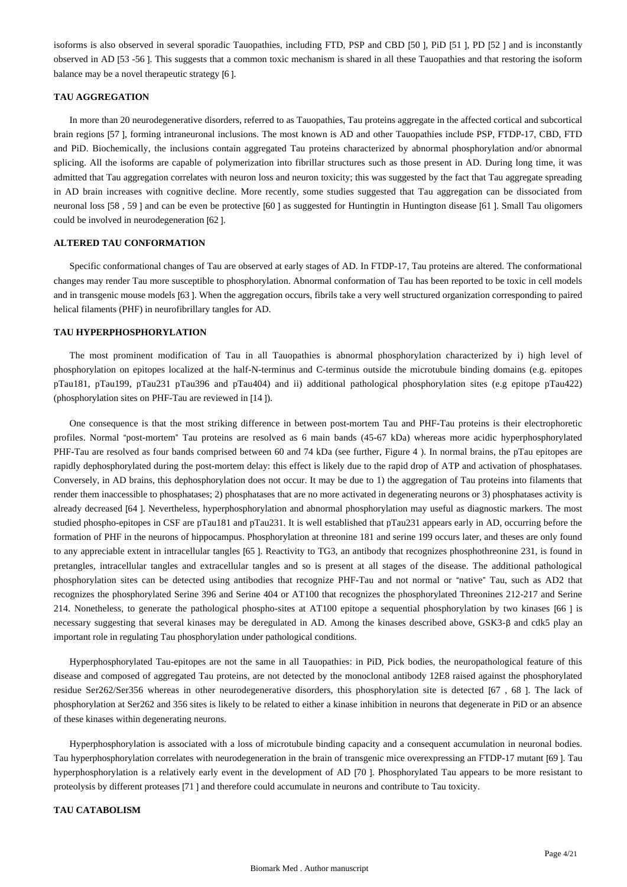isoforms is also observed in several sporadic Tauopathies, including FTD, PSP and CBD [50 ], PiD [51 ], PD [52 ] and is inconstantly observed in AD [53 -56 ]. This suggests that a common toxic mechanism is shared in all these Tauopathies and that restoring the isoform balance may be a novel therapeutic strategy [6 ].

## TAU AGGREGATION

In more than 20 neurodegenerative disorders, referred to as Tauopathies, Tau proteins aggregate in the affected cortical and subcortical brain regions [57 ], forming intraneuronal inclusions. The most known is AD and other Tauopathies include PSP, FTDP-17, CBD, FTD and PiD. Biochemically, the inclusions contain aggregated Tau proteins characterized by abnormal phosphorylation and/or abnormal splicing. All the isoforms are capable of polymerization into fibrillar structures such as those present in AD. During long time, it was admitted that Tau aggregation correlates with neuron loss and neuron toxicity; this was suggested by the fact that Tau aggregate spreading in AD brain increases with cognitive decline. More recently, some studies suggested that Tau aggregation can be dissociated from neuronal loss [58 , 59 ] and can be even be protective [60 ] as suggested for Huntingtin in Huntington disease [61 ]. Small Tau oligomers could be involved in neurodegeneration [62 ].

## ALTERED TAU CONFORMATION

Specific conformational changes of Tau are observed at early stages of AD. In FTDP-17, Tau proteins are altered. The conformational changes may render Tau more susceptible to phosphorylation. Abnormal conformation of Tau has been reported to be toxic in cell models and in transgenic mouse models [63 ]. When the aggregation occurs, fibrils take a very well structured organization corresponding to paired helical filaments (PHF) in neurofibrillary tangles for AD.

## TAU HYPERPHOSPHORYLATION

The most prominent modification of Tau in all Tauopathies is abnormal phosphorylation characterized by i) high level of phosphorylation on epitopes localized at the half-N-terminus and C-terminus outside the microtubule binding domains (e.g. epitopes pTau181, pTau199, pTau231 pTau396 and pTau404) and ii) additional pathological phosphorylation sites (e.g epitope pTau422) (phosphorylation sites on PHF-Tau are reviewed in [14 ]).

One consequence is that the most striking difference in between post-mortem Tau and PHF-Tau proteins is their electrophoretic profiles. Normal "post-mortem" Tau proteins are resolved as 6 main bands (45-67 kDa) whereas more acidic hyperphosphorylated PHF-Tau are resolved as four bands comprised between 60 and 74 kDa (see further, Figure 4 ). In normal brains, the pTau epitopes are rapidly dephosphorylated during the post-mortem delay: this effect is likely due to the rapid drop of ATP and activation of phosphatases. Conversely, in AD brains, this dephosphorylation does not occur. It may be due to 1) the aggregation of Tau proteins into filaments that render them inaccessible to phosphatases; 2) phosphatases that are no more activated in degenerating neurons or 3) phosphatases activity is already decreased [64 ]. Nevertheless, hyperphosphorylation and abnormal phosphorylation may useful as diagnostic markers. The most studied phospho-epitopes in CSF are pTau181 and pTau231. It is well established that pTau231 appears early in AD, occurring before the formation of PHF in the neurons of hippocampus. Phosphorylation at threonine 181 and serine 199 occurs later, and theses are only found to any appreciable extent in intracellular tangles [65 ]. Reactivity to TG3, an antibody that recognizes phosphothreonine 231, is found in pretangles, intracellular tangles and extracellular tangles and so is present at all stages of the disease. The additional pathological phosphorylation sites can be detected using antibodies that recognize PHF-Tau and not normal or "native" Tau, such as AD2 that recognizes the phosphorylated Serine 396 and Serine 404 or AT100 that recognizes the phosphorylated Threonines 212-217 and Serine 214. Nonetheless, to generate the pathological phospho-sites at AT100 epitope a sequential phosphorylation by two kinases [66 ] is necessary suggesting that several kinases may be deregulated in AD. Among the kinases described above, GSK3-β and cdk5 play an important role in regulating Tau phosphorylation under pathological conditions.

Hyperphosphorylated Tau-epitopes are not the same in all Tauopathies: in PiD, Pick bodies, the neuropathological feature of this disease and composed of aggregated Tau proteins, are not detected by the monoclonal antibody 12E8 raised against the phosphorylated residue Ser262/Ser356 whereas in other neurodegenerative disorders, this phosphorylation site is detected [67 , 68 ]. The lack of phosphorylation at Ser262 and 356 sites is likely to be related to either a kinase inhibition in neurons that degenerate in PiD or an absence of these kinases within degenerating neurons.

Hyperphosphorylation is associated with a loss of microtubule binding capacity and a consequent accumulation in neuronal bodies. Tau hyperphosphorylation correlates with neurodegeneration in the brain of transgenic mice overexpressing an FTDP-17 mutant [69 ]. Tau hyperphosphorylation is a relatively early event in the development of AD [70 ]. Phosphorylated Tau appears to be more resistant to proteolysis by different proteases [71 ] and therefore could accumulate in neurons and contribute to Tau toxicity.

## TAU CATABOLISM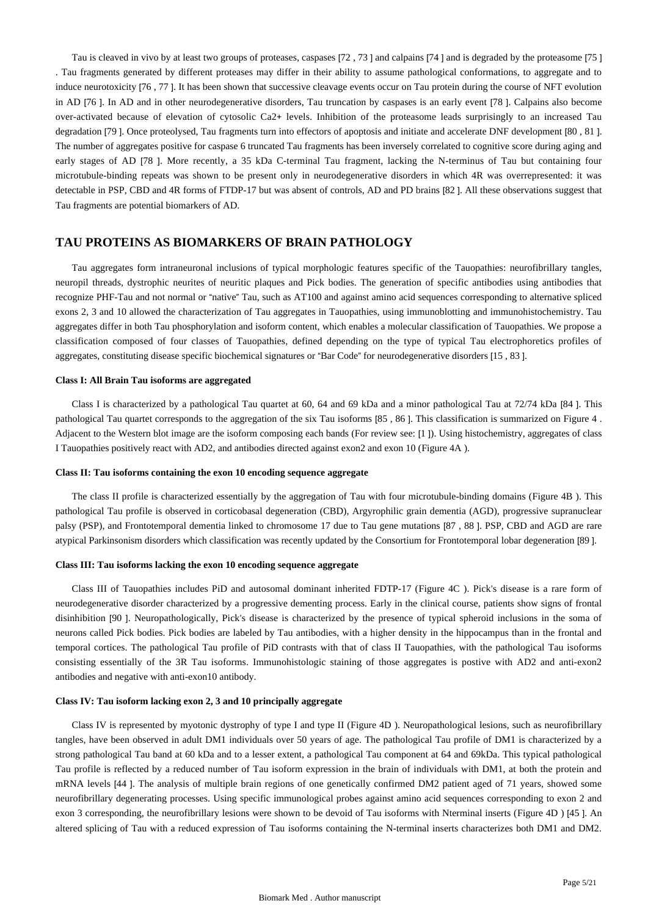Tau is cleaved in vivo by at least two groups of proteases, caspases [72 , 73 ] and calpains [74 ] and is degraded by the proteasome [75 ] . Tau fragments generated by different proteases may differ in their ability to assume pathological conformations, to aggregate and to induce neurotoxicity [76 , 77 ]. It has been shown that successive cleavage events occur on Tau protein during the course of NFT evolution in AD [76 ]. In AD and in other neurodegenerative disorders, Tau truncation by caspases is an early event [78 ]. Calpains also become over-activated because of elevation of cytosolic Ca2+ levels. Inhibition of the proteasome leads surprisingly to an increased Tau degradation [79 ]. Once proteolysed, Tau fragments turn into effectors of apoptosis and initiate and accelerate DNF development [80 , 81 ]. The number of aggregates positive for caspase 6 truncated Tau fragments has been inversely correlated to cognitive score during aging and early stages of AD [78 ]. More recently, a 35 kDa C-terminal Tau fragment, lacking the N-terminus of Tau but containing four microtubule-binding repeats was shown to be present only in neurodegenerative disorders in which 4R was overrepresented: it was detectable in PSP, CBD and 4R forms of FTDP-17 but was absent of controls, AD and PD brains [82 ]. All these observations suggest that Tau fragments are potential biomarkers of AD.

## TAU PROTEINS AS BIOMARKERS OF BRAIN PATHOLOGY

Tau aggregates form intraneuronal inclusions of typical morphologic features specific of the Tauopathies: neurofibrillary tangles, neuropil threads, dystrophic neurites of neuritic plaques and Pick bodies. The generation of specific antibodies using antibodies that recognize PHF-Tau and not normal or "native" Tau, such as AT100 and against amino acid sequences corresponding to alternative spliced exons 2, 3 and 10 allowed the characterization of Tau aggregates in Tauopathies, using immunoblotting and immunohistochemistry. Tau aggregates differ in both Tau phosphorylation and isoform content, which enables a molecular classification of Tauopathies. We propose a classification composed of four classes of Tauopathies, defined depending on the type of typical Tau electrophoretics profiles of aggregates, constituting disease specific biochemical signatures or "Bar Code" for neurodegenerative disorders [15 , 83 ].

#### Class I: All Brain Tau isoforms are aggregated

Class I is characterized by a pathological Tau quartet at 60, 64 and 69 kDa and a minor pathological Tau at 72/74 kDa [84 ]. This pathological Tau quartet corresponds to the aggregation of the six Tau isoforms [85 , 86 ]. This classification is summarized on Figure 4 . Adjacent to the Western blot image are the isoform composing each bands (For review see: [1 ]). Using histochemistry, aggregates of class I Tauopathies positively react with AD2, and antibodies directed against exon2 and exon 10 (Figure 4A ).

#### Class II: Tau isoforms containing the exon 10 encoding sequence aggregate

The class II profile is characterized essentially by the aggregation of Tau with four microtubule-binding domains (Figure 4B ). This pathological Tau profile is observed in corticobasal degeneration (CBD), Argyrophilic grain dementia (AGD), progressive supranuclear palsy (PSP), and Frontotemporal dementia linked to chromosome 17 due to Tau gene mutations [87 , 88 ]. PSP, CBD and AGD are rare atypical Parkinsonism disorders which classification was recently updated by the Consortium for Frontotemporal lobar degeneration [89 ].

#### Class III: Tau isoforms lacking the exon 10 encoding sequence aggregate

Class III of Tauopathies includes PiD and autosomal dominant inherited FDTP-17 (Figure 4C ). Pick's disease is a rare form of neurodegenerative disorder characterized by a progressive dementing process. Early in the clinical course, patients show signs of frontal disinhibition [90 ]. Neuropathologically, Pick's disease is characterized by the presence of typical spheroid inclusions in the soma of neurons called Pick bodies. Pick bodies are labeled by Tau antibodies, with a higher density in the hippocampus than in the frontal and temporal cortices. The pathological Tau profile of PiD contrasts with that of class II Tauopathies, with the pathological Tau isoforms consisting essentially of the 3R Tau isoforms. Immunohistologic staining of those aggregates is postive with AD2 and anti-exon2 antibodies and negative with anti-exon10 antibody.

#### Class IV: Tau isoform lacking exon 2, 3 and 10 principally aggregate

Class IV is represented by myotonic dystrophy of type I and type II (Figure 4D ). Neuropathological lesions, such as neurofibrillary tangles, have been observed in adult DM1 individuals over 50 years of age. The pathological Tau profile of DM1 is characterized by a strong pathological Tau band at 60 kDa and to a lesser extent, a pathological Tau component at 64 and 69kDa. This typical pathological Tau profile is reflected by a reduced number of Tau isoform expression in the brain of individuals with DM1, at both the protein and mRNA levels [44 ]. The analysis of multiple brain regions of one genetically confirmed DM2 patient aged of 71 years, showed some neurofibrillary degenerating processes. Using specific immunological probes against amino acid sequences corresponding to exon 2 and exon 3 corresponding, the neurofibrillary lesions were shown to be devoid of Tau isoforms with Nterminal inserts (Figure 4D ) [45 ]. An altered splicing of Tau with a reduced expression of Tau isoforms containing the N-terminal inserts characterizes both DM1 and DM2.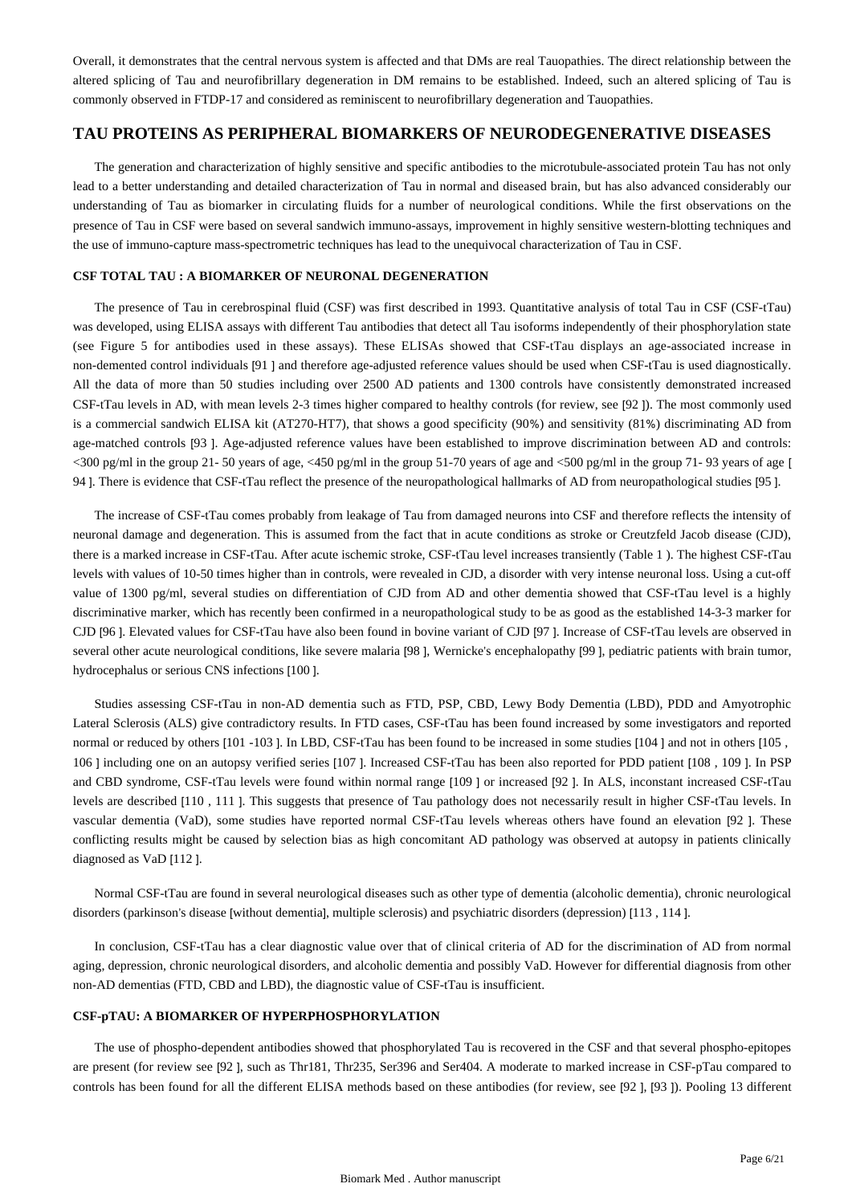Overall, it demonstrates that the central nervous system is affected and that DMs are real Tauopathies. The direct relationship between the altered splicing of Tau and neurofibrillary degeneration in DM remains to be established. Indeed, such an altered splicing of Tau is commonly observed in FTDP-17 and considered as reminiscent to neurofibrillary degeneration and Tauopathies.

## TAU PROTEINS AS PERIPHERAL BIOMARKERS OF NEURODEGENERATIVE DISEASES

The generation and characterization of highly sensitive and specific antibodies to the microtubule-associated protein Tau has not only lead to a better understanding and detailed characterization of Tau in normal and diseased brain, but has also advanced considerably our understanding of Tau as biomarker in circulating fluids for a number of neurological conditions. While the first observations on the presence of Tau in CSF were based on several sandwich immuno-assays, improvement in highly sensitive western-blotting techniques and the use of immuno-capture mass-spectrometric techniques has lead to the unequivocal characterization of Tau in CSF.

### CSF TOTAL TAU : A BIOMARKER OF NEURONAL DEGENERATION

The presence of Tau in cerebrospinal fluid (CSF) was first described in 1993. Quantitative analysis of total Tau in CSF (CSF-tTau) was developed, using ELISA assays with different Tau antibodies that detect all Tau isoforms independently of their phosphorylation state (see Figure 5 for antibodies used in these assays). These ELISAs showed that CSF-tTau displays an age-associated increase in non-demented control individuals [91 ] and therefore age-adjusted reference values should be used when CSF-tTau is used diagnostically. All the data of more than 50 studies including over 2500 AD patients and 1300 controls have consistently demonstrated increased CSF-tTau levels in AD, with mean levels 2-3 times higher compared to healthy controls (for review, see [92 ]). The most commonly used is a commercial sandwich ELISA kit (AT270-HT7), that shows a good specificity (90%) and sensitivity (81%) discriminating AD from age-matched controls [93 ]. Age-adjusted reference values have been established to improve discrimination between AD and controls: <300 pg/ml in the group 21- 50 years of age, <450 pg/ml in the group 51-70 years of age and <500 pg/ml in the group 71- 93 years of age [ 94 ]. There is evidence that CSF-tTau reflect the presence of the neuropathological hallmarks of AD from neuropathological studies [95 ].

The increase of CSF-tTau comes probably from leakage of Tau from damaged neurons into CSF and therefore reflects the intensity of neuronal damage and degeneration. This is assumed from the fact that in acute conditions as stroke or Creutzfeld Jacob disease (CJD), there is a marked increase in CSF-tTau. After acute ischemic stroke, CSF-tTau level increases transiently (Table 1 ). The highest CSF-tTau levels with values of 10-50 times higher than in controls, were revealed in CJD, a disorder with very intense neuronal loss. Using a cut-off value of 1300 pg/ml, several studies on differentiation of CJD from AD and other dementia showed that CSF-tTau level is a highly discriminative marker, which has recently been confirmed in a neuropathological study to be as good as the established 14-3-3 marker for CJD [96 ]. Elevated values for CSF-tTau have also been found in bovine variant of CJD [97 ]. Increase of CSF-tTau levels are observed in several other acute neurological conditions, like severe malaria [98 ], Wernicke's encephalopathy [99 ], pediatric patients with brain tumor, hydrocephalus or serious CNS infections [100 ].

Studies assessing CSF-tTau in non-AD dementia such as FTD, PSP, CBD, Lewy Body Dementia (LBD), PDD and Amyotrophic Lateral Sclerosis (ALS) give contradictory results. In FTD cases, CSF-tTau has been found increased by some investigators and reported normal or reduced by others [101 -103 ]. In LBD, CSF-tTau has been found to be increased in some studies [104 ] and not in others [105 , 106 ] including one on an autopsy verified series [107 ]. Increased CSF-tTau has been also reported for PDD patient [108 , 109 ]. In PSP and CBD syndrome, CSF-tTau levels were found within normal range [109 ] or increased [92 ]. In ALS, inconstant increased CSF-tTau levels are described [110 , 111 ]. This suggests that presence of Tau pathology does not necessarily result in higher CSF-tTau levels. In vascular dementia (VaD), some studies have reported normal CSF-tTau levels whereas others have found an elevation [92 ]. These conflicting results might be caused by selection bias as high concomitant AD pathology was observed at autopsy in patients clinically diagnosed as VaD [112 ].

Normal CSF-tTau are found in several neurological diseases such as other type of dementia (alcoholic dementia), chronic neurological disorders (parkinson's disease [without dementia], multiple sclerosis) and psychiatric disorders (depression) [113 , 114 ].

In conclusion, CSF-tTau has a clear diagnostic value over that of clinical criteria of AD for the discrimination of AD from normal aging, depression, chronic neurological disorders, and alcoholic dementia and possibly VaD. However for differential diagnosis from other non-AD dementias (FTD, CBD and LBD), the diagnostic value of CSF-tTau is insufficient.

### CSF-pTAU: A BIOMARKER OF HYPERPHOSPHORYLATION

The use of phospho-dependent antibodies showed that phosphorylated Tau is recovered in the CSF and that several phospho-epitopes are present (for review see [92 ], such as Thr181, Thr235, Ser396 and Ser404. A moderate to marked increase in CSF-pTau compared to controls has been found for all the different ELISA methods based on these antibodies (for review, see [92 ], [93 ]). Pooling 13 different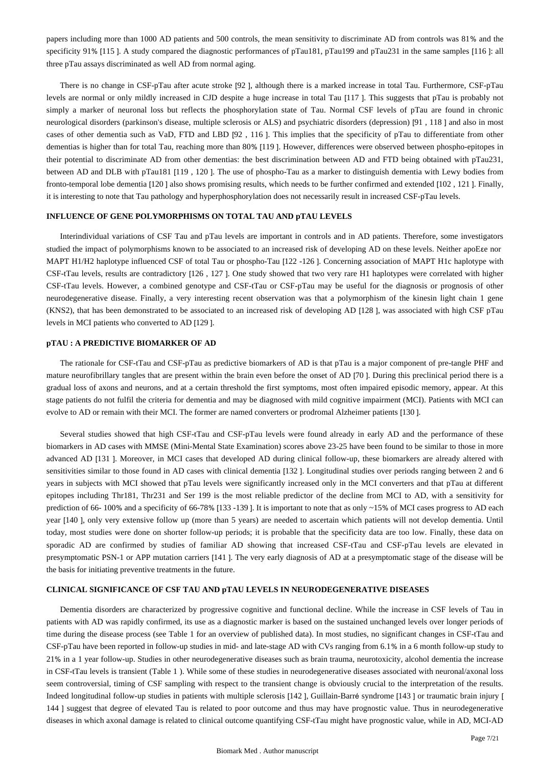papers including more than 1000 AD patients and 500 controls, the mean sensitivity to discriminate AD from controls was 81% and the specificity 91% [115 ]. A study compared the diagnostic performances of pTau181, pTau199 and pTau231 in the same samples [116 ]: all three pTau assays discriminated as well AD from normal aging.

There is no change in CSF-pTau after acute stroke [92 ], although there is a marked increase in total Tau. Furthermore, CSF-pTau levels are normal or only mildly increased in CJD despite a huge increase in total Tau [117 ]. This suggests that pTau is probably not simply a marker of neuronal loss but reflects the phosphorylation state of Tau. Normal CSF levels of pTau are found in chronic neurological disorders (parkinson's disease, multiple sclerosis or ALS) and psychiatric disorders (depression) [91 , 118 ] and also in most cases of other dementia such as VaD, FTD and LBD [92 , 116 ]. This implies that the specificity of pTau to differentiate from other dementias is higher than for total Tau, reaching more than 80% [119 ]. However, differences were observed between phospho-epitopes in their potential to discriminate AD from other dementias: the best discrimination between AD and FTD being obtained with pTau231, between AD and DLB with pTau181 [119 , 120 ]. The use of phospho-Tau as a marker to distinguish dementia with Lewy bodies from fronto-temporal lobe dementia [120 ] also shows promising results, which needs to be further confirmed and extended [102 , 121 ]. Finally, it is interesting to note that Tau pathology and hyperphosphorylation does not necessarily result in increased CSF-pTau levels.

### INFLUENCE OF GENE POLYMORPHISMS ON TOTAL TAU AND pTAU LEVELS

Interindividual variations of CSF Tau and pTau levels are important in controls and in AD patients. Therefore, some investigators studied the impact of polymorphisms known to be associated to an increased risk of developing AD on these levels. Neither apoEεe nor MAPT H1/H2 haplotype influenced CSF of total Tau or phospho-Tau [122 -126 ]. Concerning association of MAPT H1c haplotype with CSF-tTau levels, results are contradictory [126 , 127 ]. One study showed that two very rare H1 haplotypes were correlated with higher CSF-tTau levels. However, a combined genotype and CSF-tTau or CSF-pTau may be useful for the diagnosis or prognosis of other neurodegenerative disease. Finally, a very interesting recent observation was that a polymorphism of the kinesin light chain 1 gene (KNS2), that has been demonstrated to be associated to an increased risk of developing AD [128 ], was associated with high CSF pTau levels in MCI patients who converted to AD [129 ].

### pTAU : A PREDICTIVE BIOMARKER OF AD

The rationale for CSF-tTau and CSF-pTau as predictive biomarkers of AD is that pTau is a major component of pre-tangle PHF and mature neurofibrillary tangles that are present within the brain even before the onset of AD [70 ]. During this preclinical period there is a gradual loss of axons and neurons, and at a certain threshold the first symptoms, most often impaired episodic memory, appear. At this stage patients do not fulfil the criteria for dementia and may be diagnosed with mild cognitive impairment (MCI). Patients with MCI can evolve to AD or remain with their MCI. The former are named converters or prodromal Alzheimer patients [130 ].

Several studies showed that high CSF-tTau and CSF-pTau levels were found already in early AD and the performance of these biomarkers in AD cases with MMSE (Mini-Mental State Examination) scores above 23-25 have been found to be similar to those in more advanced AD [131 ]. Moreover, in MCI cases that developed AD during clinical follow-up, these biomarkers are already altered with sensitivities similar to those found in AD cases with clinical dementia [132 ]. Longitudinal studies over periods ranging between 2 and 6 years in subjects with MCI showed that pTau levels were significantly increased only in the MCI converters and that pTau at different epitopes including Thr181, Thr231 and Ser 199 is the most reliable predictor of the decline from MCI to AD, with a sensitivity for prediction of 66- 100% and a specificity of 66-78% [133 -139 ]. It is important to note that as only ~15% of MCI cases progress to AD each year [140 ], only very extensive follow up (more than 5 years) are needed to ascertain which patients will not develop dementia. Until today, most studies were done on shorter follow-up periods; it is probable that the specificity data are too low. Finally, these data on sporadic AD are confirmed by studies of familiar AD showing that increased CSF-tTau and CSF-pTau levels are elevated in presymptomatic PSN-1 or APP mutation carriers [141 ]. The very early diagnosis of AD at a presymptomatic stage of the disease will be the basis for initiating preventive treatments in the future.

### CLINICAL SIGNIFICANCE OF CSF TAU AND pTAU LEVELS IN NEURODEGENERATIVE DISEASES

Dementia disorders are characterized by progressive cognitive and functional decline. While the increase in CSF levels of Tau in patients with AD was rapidly confirmed, its use as a diagnostic marker is based on the sustained unchanged levels over longer periods of time during the disease process (see Table 1 for an overview of published data). In most studies, no significant changes in CSF-tTau and CSF-pTau have been reported in follow-up studies in mid- and late-stage AD with CVs ranging from 6.1% in a 6 month follow-up study to 21% in a 1 year follow-up. Studies in other neurodegenerative diseases such as brain trauma, neurotoxicity, alcohol dementia the increase in CSF-tTau levels is transient (Table 1 ). While some of these studies in neurodegenerative diseases associated with neuronal/axonal loss seem controversial, timing of CSF sampling with respect to the transient change is obviously crucial to the interpretation of the results. Indeed longitudinal follow-up studies in patients with multiple sclerosis [142 ], Guillain-Barré syndrome [143 ] or traumatic brain injury [ 144 ] suggest that degree of elevated Tau is related to poor outcome and thus may have prognostic value. Thus in neurodegenerative diseases in which axonal damage is related to clinical outcome quantifying CSF-tTau might have prognostic value, while in AD, MCI-AD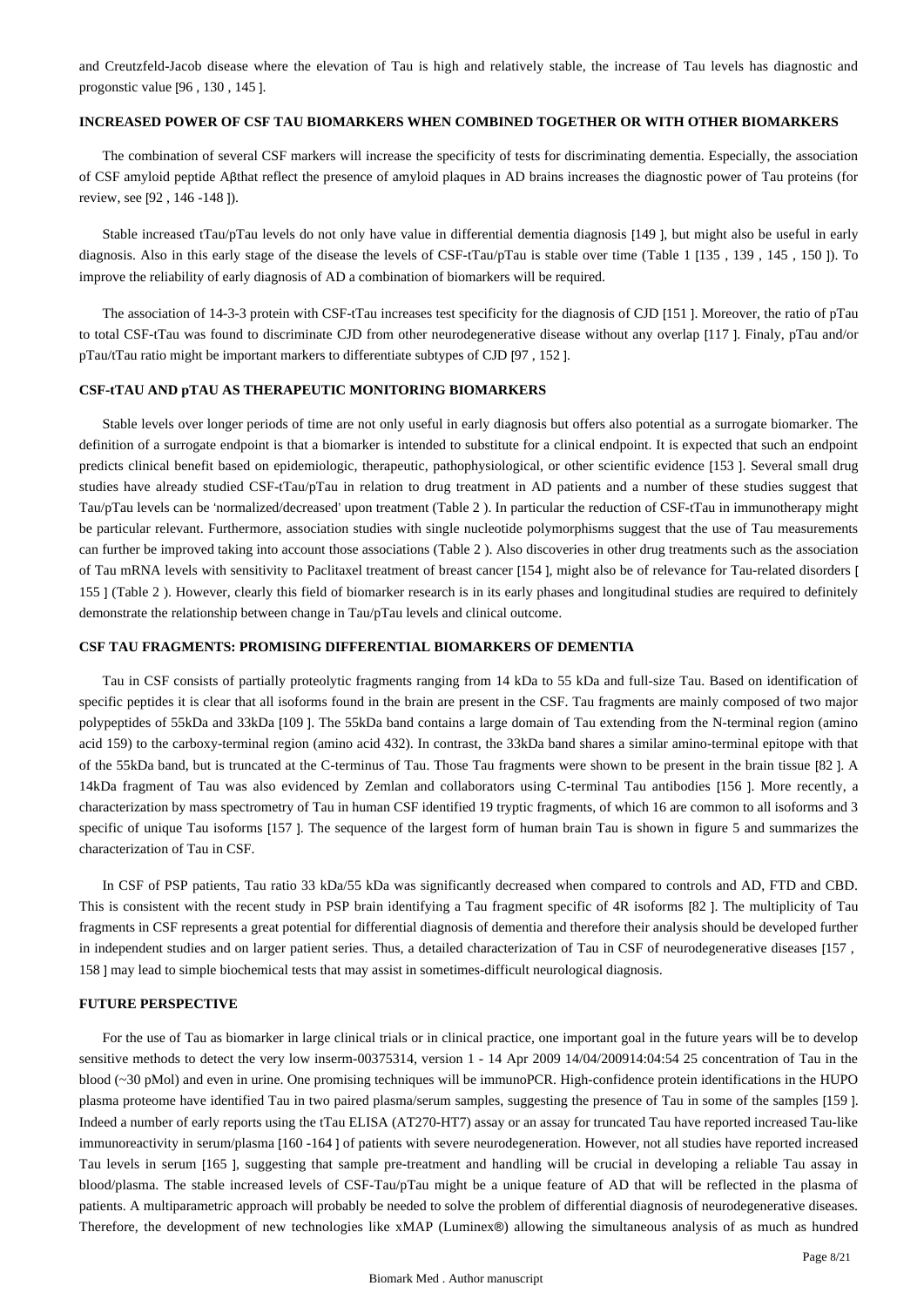and Creutzfeld-Jacob disease where the elevation of Tau is high and relatively stable, the increase of Tau levels has diagnostic and progonstic value [96 , 130 , 145 ].

### INCREASED POWER OF CSF TAU BIOMARKERS WHEN COMBINED TOGETHER OR WITH OTHER BIOMARKERS

The combination of several CSF markers will increase the specificity of tests for discriminating dementia. Especially, the association of CSF amyloid peptide Aβthat reflect the presence of amyloid plaques in AD brains increases the diagnostic power of Tau proteins (for review, see [92 , 146 -148 ]).

Stable increased tTau/pTau levels do not only have value in differential dementia diagnosis [149 ], but might also be useful in early diagnosis. Also in this early stage of the disease the levels of CSF-tTau/pTau is stable over time (Table 1 [135 , 139 , 145 , 150 ]). To improve the reliability of early diagnosis of AD a combination of biomarkers will be required.

The association of 14-3-3 protein with CSF-tTau increases test specificity for the diagnosis of CJD [151 ]. Moreover, the ratio of pTau to total CSF-tTau was found to discriminate CJD from other neurodegenerative disease without any overlap [117 ]. Finaly, pTau and/or pTau/tTau ratio might be important markers to differentiate subtypes of CJD [97 , 152 ].

### CSF-tTAU AND pTAU AS THERAPEUTIC MONITORING BIOMARKERS

Stable levels over longer periods of time are not only useful in early diagnosis but offers also potential as a surrogate biomarker. The definition of a surrogate endpoint is that a biomarker is intended to substitute for a clinical endpoint. It is expected that such an endpoint predicts clinical benefit based on epidemiologic, therapeutic, pathophysiological, or other scientific evidence [153 ]. Several small drug studies have already studied CSF-tTau/pTau in relation to drug treatment in AD patients and a number of these studies suggest that Tau/pTau levels can be 'normalized/decreased' upon treatment (Table 2 ). In particular the reduction of CSF-tTau in immunotherapy might be particular relevant. Furthermore, association studies with single nucleotide polymorphisms suggest that the use of Tau measurements can further be improved taking into account those associations (Table 2 ). Also discoveries in other drug treatments such as the association of Tau mRNA levels with sensitivity to Paclitaxel treatment of breast cancer [154 ], might also be of relevance for Tau-related disorders [ 155 ] (Table 2 ). However, clearly this field of biomarker research is in its early phases and longitudinal studies are required to definitely demonstrate the relationship between change in Tau/pTau levels and clinical outcome.

### CSF TAU FRAGMENTS: PROMISING DIFFERENTIAL BIOMARKERS OF DEMENTIA

Tau in CSF consists of partially proteolytic fragments ranging from 14 kDa to 55 kDa and full-size Tau. Based on identification of specific peptides it is clear that all isoforms found in the brain are present in the CSF. Tau fragments are mainly composed of two major polypeptides of 55kDa and 33kDa [109 ]. The 55kDa band contains a large domain of Tau extending from the N-terminal region (amino acid 159) to the carboxy-terminal region (amino acid 432). In contrast, the 33kDa band shares a similar amino-terminal epitope with that of the 55kDa band, but is truncated at the C-terminus of Tau. Those Tau fragments were shown to be present in the brain tissue [82 ]. A 14kDa fragment of Tau was also evidenced by Zemlan and collaborators using C-terminal Tau antibodies [156 ]. More recently, a characterization by mass spectrometry of Tau in human CSF identified 19 tryptic fragments, of which 16 are common to all isoforms and 3 specific of unique Tau isoforms [157 ]. The sequence of the largest form of human brain Tau is shown in figure 5 and summarizes the characterization of Tau in CSF.

In CSF of PSP patients, Tau ratio 33 kDa/55 kDa was significantly decreased when compared to controls and AD, FTD and CBD. This is consistent with the recent study in PSP brain identifying a Tau fragment specific of 4R isoforms [82 ]. The multiplicity of Tau fragments in CSF represents a great potential for differential diagnosis of dementia and therefore their analysis should be developed further in independent studies and on larger patient series. Thus, a detailed characterization of Tau in CSF of neurodegenerative diseases [157 , 158 ] may lead to simple biochemical tests that may assist in sometimes-difficult neurological diagnosis.

### FUTURE PERSPECTIVE

For the use of Tau as biomarker in large clinical trials or in clinical practice, one important goal in the future years will be to develop sensitive methods to detect the very low concentration of Tau in the blood (~30 pMol) and even in urine. One promising techniques will be immunoPCR. High-confidence protein identifications in the HUPO plasma proteome have identified Tau in two paired plasma/serum samples, suggesting the presence of Tau in some of the samples [159 ]. Indeed a number of early reports using the tTau ELISA (AT270-HT7) assay or an assay for truncated Tau have reported increased Tau-like immunoreactivity in serum/plasma [160 -164 ] of patients with severe neurodegeneration. However, not all studies have reported increased Tau levels in serum [165 ], suggesting that sample pre-treatment and handling will be crucial in developing a reliable Tau assay in blood/plasma. The stable increased levels of CSF-Tau/pTau might be a unique feature of AD that will be reflected in the plasma of patients. A multiparametric approach will probably be needed to solve the problem of differential diagnosis of neurodegenerative diseases. Therefore, the development of new technologies like xMAP (Luminex®) allowing the simultaneous analysis of as much as hundred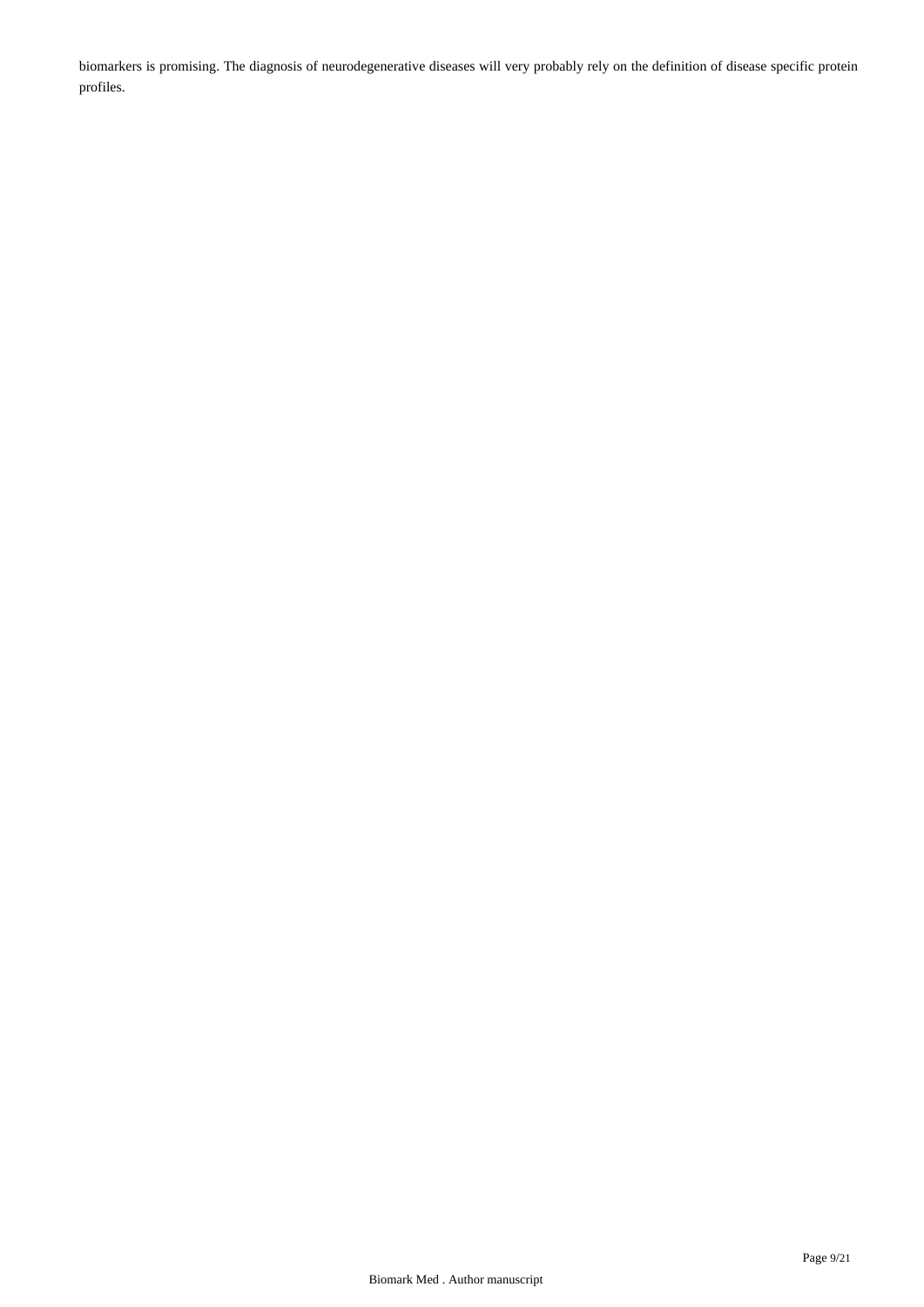biomarkers is promising. The diagnosis of neurodegenerative diseases will very probably rely on the definition of disease specific protein profiles.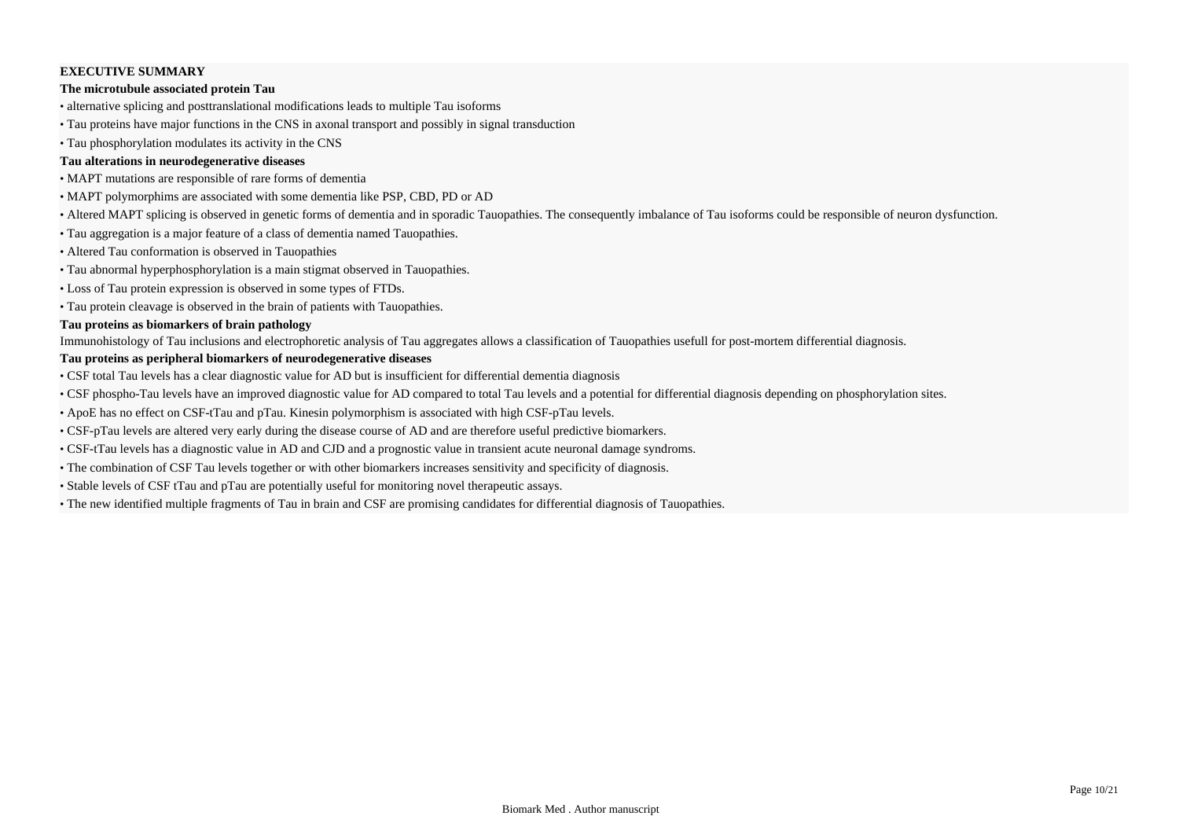**EXECUTIVE SUMMARY**

**The microtubule associated protein Tau**

- alternative splicing and posttranslational modifications leads to multiple Tau isoforms
- Tau proteins have major functions in the CNS in axonal transport and possibly in signal transduction
- Tau phosphorylation modulates its activity in the CNS

**Tau alterations in neurodegenerative diseases**

- MAPT mutations are responsible of rare forms of dementia
- MAPT polymorphims are associated with some dementia like PSP, CBD, PD or AD
- Altered MAPT splicing is observed in genetic forms of dementia and in sporadic Tauopathies. The consequently imbalance of Tau isoforms could be responsible of neuron dysfunction.
- Tau aggregation is a major feature of a class of dementia named Tauopathies.
- Altered Tau conformation is observed in Tauopathies
- Tau abnormal hyperphosphorylation is a main stigmat observed in Tauopathies.
- Loss of Tau protein expression is observed in some types of FTDs.
- Tau protein cleavage is observed in the brain of patients with Tauopathies.

**Tau proteins as biomarkers of brain pathology**

Immunohistology of Tau inclusions and electrophoretic analysis of Tau aggregates allows a classification of Tauopathies usefull for post-mortem differential diagnosis.

**Tau proteins as peripheral biomarkers of neurodegenerative diseases**

- CSF total Tau levels has a clear diagnostic value for AD but is insufficient for differential dementia diagnosis
- CSF phospho-Tau levels have an improved diagnostic value for AD compared to total Tau levels and a potential for differential diagnosis depending on phosphorylation sites.
- ApoE has no effect on CSF-tTau and pTau. Kinesin polymorphism is associated with high CSF-pTau levels.
- CSF-pTau levels are altered very early during the disease course of AD and are therefore useful predictive biomarkers.
- CSF-tTau levels has a diagnostic value in AD and CJD and a prognostic value in transient acute neuronal damage syndroms.
- The combination of CSF Tau levels together or with other biomarkers increases sensitivity and specificity of diagnosis.
- Stable levels of CSF tTau and pTau are potentially useful for monitoring novel therapeutic assays.
- The new identified multiple fragments of Tau in brain and CSF are promising candidates for differential diagnosis of Tauopathies.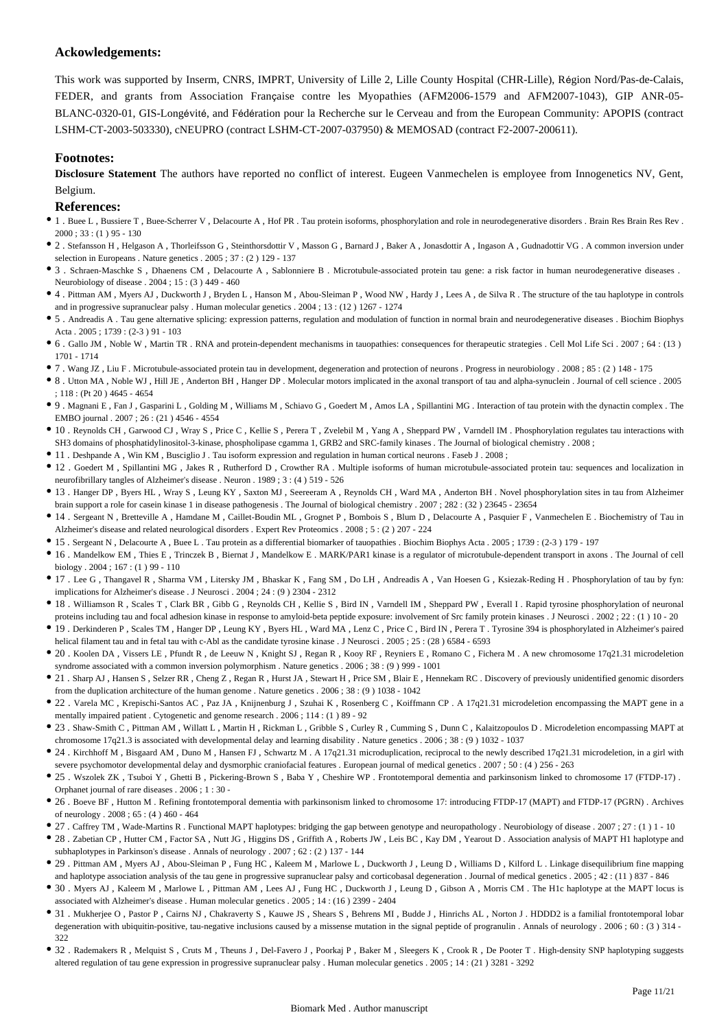## Ackowledgements:

This work was supported by Inserm, CNRS, IMPRT, University of Lille 2, Lille County Hospital (CHR-Lille), Région Nord/Pas-de-Calais, FEDER, and grants from Association Française contre les Myopathies (AFM2006-1579 and AFM2007-1043), GIP ANR-05-BLANC-0320-01, GIS-Longévité, and Fédération pour la Recherche sur le Cerveau and from the European Community: APOPIS (contract LSHM-CT-2003-503330), cNEUPRO (contract LSHM-CT-2007-037950) & MEMOSAD (contract F2-2007-200611).

## Footnotes:

**Disclosure Statement** The authors have reported no conflict of interest. Eugeen Vanmechelen is employee from Innogenetics NV, Gent, Belgium.

## References:

- 1 . Buee L , Bussiere T , Buee-Scherrer V , Delacourte A , Hof PR . Tau protein isoforms, phosphorylation and role in neurodegenerative disorders . Brain Res Brain Res Rev . 2000 ; 33 : (1 ) 95 - 130
- 2 . Stefansson H , Helgason A , Thorleifsson G , Steinthorsdottir V , Masson G , Barnard J , Baker A , Jonasdottir A , Ingason A , Gudnadottir VG . A common inversion under selection in Europeans . Nature genetics . 2005 ; 37 : (2 ) 129 - 137
- 3 . Schraen-Maschke S , Dhaenens CM , Delacourte A , Sablonniere B . Microtubule-associated protein tau gene: a risk factor in human neurodegenerative diseases . Neurobiology of disease . 2004 ; 15 : (3 ) 449 - 460
- 4 . Pittman AM , Myers AJ , Duckworth J , Bryden L , Hanson M , Abou-Sleiman P , Wood NW , Hardy J , Lees A , de Silva R . The structure of the tau haplotype in controls and in progressive supranuclear palsy . Human molecular genetics . 2004 ; 13 : (12 ) 1267 - 1274
- 5 . Andreadis A . Tau gene alternative splicing: expression patterns, regulation and modulation of function in normal brain and neurodegenerative diseases . Biochim Biophys Acta . 2005 ; 1739 : (2-3 ) 91 - 103
- 6 . Gallo JM , Noble W , Martin TR . RNA and protein-dependent mechanisms in tauopathies: consequences for therapeutic strategies . Cell Mol Life Sci . 2007 ; 64 : (13 ) 1701 - 1714
- 7 . Wang JZ , Liu F . Microtubule-associated protein tau in development, degeneration and protection of neurons . Progress in neurobiology . 2008 ; 85 : (2 ) 148 - 175
- 8 . Utton MA , Noble WJ , Hill JE , Anderton BH , Hanger DP . Molecular motors implicated in the axonal transport of tau and alpha-synuclein . Journal of cell science . 2005 ; 118 : (Pt 20 ) 4645 - 4654
- 9 . Magnani E , Fan J , Gasparini L , Golding M , Williams M , Schiavo G , Goedert M , Amos LA , Spillantini MG . Interaction of tau protein with the dynactin complex . The EMBO journal . 2007 ; 26 : (21 ) 4546 - 4554
- 10 . Reynolds CH , Garwood CJ , Wray S , Price C , Kellie S , Perera T , Zvelebil M , Yang A , Sheppard PW , Varndell IM . Phosphorylation regulates tau interactions with SH3 domains of phosphatidylinositol-3-kinase, phospholipase cgamma 1, GRB2 and SRC-family kinases . The Journal of biological chemistry . 2008 ;
- 11 . Deshpande A , Win KM , Busciglio J . Tau isoform expression and regulation in human cortical neurons . Faseb J . 2008 ;
- 12 . Goedert M , Spillantini MG , Jakes R , Rutherford D , Crowther RA . Multiple isoforms of human microtubule-associated protein tau: sequences and localization in neurofibrillary tangles of Alzheimer's disease . Neuron . 1989 ; 3 : (4 ) 519 - 526
- 13 . Hanger DP , Byers HL , Wray S , Leung KY , Saxton MJ , Seereeram A , Reynolds CH , Ward MA , Anderton BH . Novel phosphorylation sites in tau from Alzheimer brain support a role for casein kinase 1 in disease pathogenesis . The Journal of biological chemistry . 2007 ; 282 : (32 ) 23645 - 23654
- 14 . Sergeant N , Bretteville A , Hamdane M , Caillet-Boudin ML , Grognet P , Bombois S , Blum D , Delacourte A , Pasquier F , Vanmechelen E . Biochemistry of Tau in Alzheimer's disease and related neurological disorders . Expert Rev Proteomics . 2008 ; 5 : (2 ) 207 - 224
- 15 . Sergeant N , Delacourte A , Buee L . Tau protein as a differential biomarker of tauopathies . Biochim Biophys Acta . 2005 ; 1739 : (2-3 ) 179 - 197
- 16 . Mandelkow EM , Thies E , Trinczek B , Biernat J , Mandelkow E . MARK/PAR1 kinase is a regulator of microtubule-dependent transport in axons . The Journal of cell biology . 2004 ; 167 : (1 ) 99 - 110
- 17 . Lee G , Thangavel R , Sharma VM , Litersky JM , Bhaskar K , Fang SM , Do LH , Andreadis A , Van Hoesen G , Ksiezak-Reding H . Phosphorylation of tau by fyn: implications for Alzheimer's disease . J Neurosci . 2004 ; 24 : (9 ) 2304 - 2312
- 18 . Williamson R , Scales T , Clark BR , Gibb G , Reynolds CH , Kellie S , Bird IN , Varndell IM , Sheppard PW , Everall I . Rapid tyrosine phosphorylation of neuronal proteins including tau and focal adhesion kinase in response to amyloid-beta peptide exposure: involvement of Src family protein kinases . J Neurosci . 2002 ; 22 : (1 ) 10 - 20
- 19 . Derkinderen P , Scales TM , Hanger DP , Leung KY , Byers HL , Ward MA , Lenz C , Price C , Bird IN , Perera T . Tyrosine 394 is phosphorylated in Alzheimer's paired helical filament tau and in fetal tau with c-Abl as the candidate tyrosine kinase . J Neurosci . 2005 ; 25 : (28 ) 6584 - 6593
- 20 . Koolen DA , Vissers LE , Pfundt R , de Leeuw N , Knight SJ , Regan R , Kooy RF , Reyniers E , Romano C , Fichera M . A new chromosome 17q21.31 microdeletion syndrome associated with a common inversion polymorphism . Nature genetics . 2006 ; 38 : (9 ) 999 - 1001
- 21 . Sharp AJ , Hansen S , Selzer RR , Cheng Z , Regan R , Hurst JA , Stewart H , Price SM , Blair E , Hennekam RC . Discovery of previously unidentified genomic disorders from the duplication architecture of the human genome . Nature genetics . 2006 ; 38 : (9 ) 1038 - 1042
- 22 . Varela MC , Krepischi-Santos AC , Paz JA , Knijnenburg J , Szuhai K , Rosenberg C , Koiffmann CP . A 17q21.31 microdeletion encompassing the MAPT gene in a mentally impaired patient . Cytogenetic and genome research . 2006 ; 114 : (1 ) 89 - 92
- 23 . Shaw-Smith C , Pittman AM , Willatt L , Martin H , Rickman L , Gribble S , Curley R , Cumming S , Dunn C , Kalaitzopoulos D . Microdeletion encompassing MAPT at chromosome 17q21.3 is associated with developmental delay and learning disability . Nature genetics . 2006 ; 38 : (9 ) 1032 - 1037
- 24 . Kirchhoff M , Bisgaard AM , Duno M , Hansen FJ , Schwartz M . A 17q21.31 microduplication, reciprocal to the newly described 17q21.31 microdeletion, in a girl with severe psychomotor developmental delay and dysmorphic craniofacial features . European journal of medical genetics . 2007 ; 50 : (4 ) 256 - 263
- 25 . Wszolek ZK , Tsuboi Y , Ghetti B , Pickering-Brown S , Baba Y , Cheshire WP . Frontotemporal dementia and parkinsonism linked to chromosome 17 (FTDP-17) . Orphanet journal of rare diseases . 2006 ; 1 : 30 -
- 26 . Boeve BF , Hutton M . Refining frontotemporal dementia with parkinsonism linked to chromosome 17: introducing FTDP-17 (MAPT) and FTDP-17 (PGRN) . Archives of neurology . 2008 ; 65 : (4 ) 460 - 464
- 27 . Caffrey TM , Wade-Martins R . Functional MAPT haplotypes: bridging the gap between genotype and neuropathology . Neurobiology of disease . 2007 ; 27 : (1 ) 1 - 10
- 28 . Zabetian CP , Hutter CM , Factor SA , Nutt JG , Higgins DS , Griffith A , Roberts JW , Leis BC , Kay DM , Yearout D . Association analysis of MAPT H1 haplotype and subhaplotypes in Parkinson's disease . Annals of neurology . 2007 ; 62 : (2 ) 137 - 144
- 29 . Pittman AM , Myers AJ , Abou-Sleiman P , Fung HC , Kaleem M , Marlowe L , Duckworth J , Leung D , Williams D , Kilford L . Linkage disequilibrium fine mapping and haplotype association analysis of the tau gene in progressive supranuclear palsy and corticobasal degeneration . Journal of medical genetics . 2005 ; 42 : (11 ) 837 - 846
- 30 . Myers AJ , Kaleem M , Marlowe L , Pittman AM , Lees AJ , Fung HC , Duckworth J , Leung D , Gibson A , Morris CM . The H1c haplotype at the MAPT locus is associated with Alzheimer's disease . Human molecular genetics . 2005 ; 14 : (16 ) 2399 - 2404
- 31 . Mukherjee O , Pastor P , Cairns NJ , Chakraverty S , Kauwe JS , Shears S , Behrens MI , Budde J , Hinrichs AL , Norton J . HDDD2 is a familial frontotemporal lobar degeneration with ubiquitin-positive, tau-negative inclusions caused by a missense mutation in the signal peptide of progranulin . Annals of neurology . 2006 ; 60 : (3 ) 314 - 322
- 32 . Rademakers R , Melquist S , Cruts M , Theuns J , Del-Favero J , Poorkaj P , Baker M , Sleegers K , Crook R , De Pooter T . High-density SNP haplotyping suggests altered regulation of tau gene expression in progressive supranuclear palsy . Human molecular genetics . 2005 ; 14 : (21 ) 3281 - 3292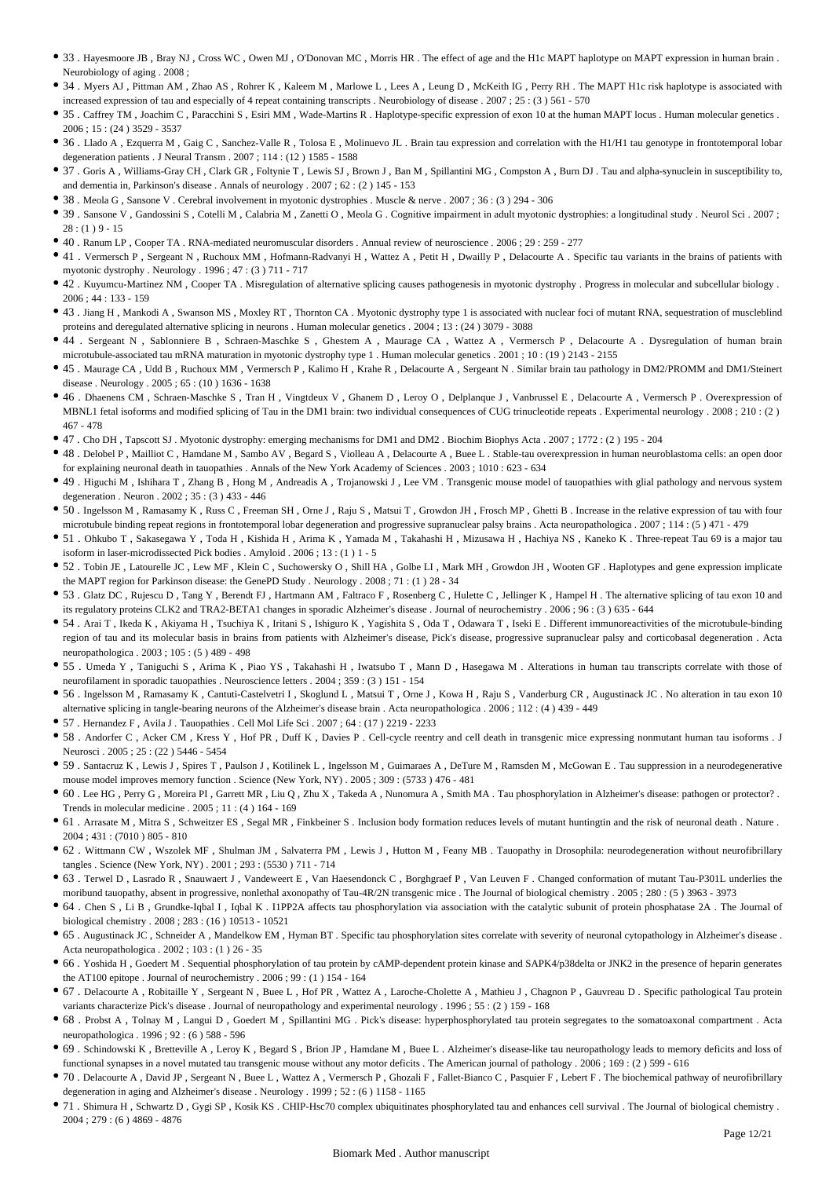- 33 . Hayesmoore JB , Bray NJ , Cross WC , Owen MJ , O'Donovan MC , Morris HR . The effect of age and the H1c MAPT haplotype on MAPT expression in human brain . Neurobiology of aging . 2008 ;
- 34 . Myers AJ , Pittman AM , Zhao AS , Rohrer K , Kaleem M , Marlowe L , Lees A , Leung D , McKeith IG , Perry RH . The MAPT H1c risk haplotype is associated with increased expression of tau and especially of 4 repeat containing transcripts . Neurobiology of disease . 2007 ; 25 : (3 ) 561 - 570
- 35 . Caffrey TM , Joachim C , Paracchini S , Esiri MM , Wade-Martins R . Haplotype-specific expression of exon 10 at the human MAPT locus . Human molecular genetics . 2006 ; 15 : (24 ) 3529 - 3537
- 36 . Llado A , Ezquerra M , Gaig C , Sanchez-Valle R , Tolosa E , Molinuevo JL . Brain tau expression and correlation with the H1/H1 tau genotype in frontotemporal lobar degeneration patients . J Neural Transm . 2007 ; 114 : (12 ) 1585 - 1588
- 37 . Goris A , Williams-Gray CH , Clark GR , Foltynie T , Lewis SJ , Brown J , Ban M , Spillantini MG , Compston A , Burn DJ . Tau and alpha-synuclein in susceptibility to, and dementia in, Parkinson's disease . Annals of neurology . 2007 ; 62 : (2 ) 145 - 153
- 38 . Meola G , Sansone V . Cerebral involvement in myotonic dystrophies . Muscle & nerve . 2007 ; 36 : (3 ) 294 - 306
- 39 . Sansone V , Gandossini S , Cotelli M , Calabria M , Zanetti O , Meola G . Cognitive impairment in adult myotonic dystrophies: a longitudinal study . Neurol Sci . 2007 ; 28 : (1 ) 9 - 15
- 40 . Ranum LP , Cooper TA . RNA-mediated neuromuscular disorders . Annual review of neuroscience . 2006 ; 29 : 259 - 277
- 41 . Vermersch P , Sergeant N , Ruchoux MM , Hofmann-Radvanyi H , Wattez A , Petit H , Dwailly P , Delacourte A . Specific tau variants in the brains of patients with myotonic dystrophy . Neurology . 1996 ; 47 : (3 ) 711 - 717
- 42 . Kuyumcu-Martinez NM , Cooper TA . Misregulation of alternative splicing causes pathogenesis in myotonic dystrophy . Progress in molecular and subcellular biology . 2006 ; 44 : 133 - 159
- 43 . Jiang H , Mankodi A , Swanson MS , Moxley RT , Thornton CA . Myotonic dystrophy type 1 is associated with nuclear foci of mutant RNA, sequestration of muscleblind proteins and deregulated alternative splicing in neurons . Human molecular genetics . 2004 ; 13 : (24 ) 3079 - 3088
- 44 . Sergeant N , Sablonniere B , Schraen-Maschke S , Ghestem A , Maurage CA , Wattez A , Vermersch P , Delacourte A . Dysregulation of human brain microtubule-associated tau mRNA maturation in myotonic dystrophy type 1 . Human molecular genetics . 2001 ; 10 : (19 ) 2143 - 2155
- 45 . Maurage CA , Udd B , Ruchoux MM , Vermersch P , Kalimo H , Krahe R , Delacourte A , Sergeant N . Similar brain tau pathology in DM2/PROMM and DM1/Steinert disease . Neurology . 2005 ; 65 : (10 ) 1636 - 1638
- 46 . Dhaenens CM , Schraen-Maschke S , Tran H , Vingtdeux V , Ghanem D , Leroy O , Delplanque J , Vanbrussel E , Delacourte A , Vermersch P . Overexpression of MBNL1 fetal isoforms and modified splicing of Tau in the DM1 brain: two individual consequences of CUG trinucleotide repeats . Experimental neurology . 2008 ; 210 : (2 ) 467 - 478
- 47 . Cho DH , Tapscott SJ . Myotonic dystrophy: emerging mechanisms for DM1 and DM2 . Biochim Biophys Acta . 2007 ; 1772 : (2 ) 195 - 204
- 48 . Delobel P , Mailliot C , Hamdane M , Sambo AV , Begard S , Violleau A , Delacourte A , Buee L . Stable-tau overexpression in human neuroblastoma cells: an open door for explaining neuronal death in tauopathies . Annals of the New York Academy of Sciences . 2003 ; 1010 : 623 - 634
- 49 . Higuchi M , Ishihara T , Zhang B , Hong M , Andreadis A , Trojanowski J , Lee VM . Transgenic mouse model of tauopathies with glial pathology and nervous system degeneration . Neuron . 2002 ; 35 : (3 ) 433 - 446
- 50 . Ingelsson M , Ramasamy K , Russ C , Freeman SH , Orne J , Raju S , Matsui T , Growdon JH , Frosch MP , Ghetti B . Increase in the relative expression of tau with four microtubule binding repeat regions in frontotemporal lobar degeneration and progressive supranuclear palsy brains . Acta neuropathologica . 2007 ; 114 : (5 ) 471 - 479
- 51 . Ohkubo T , Sakasegawa Y , Toda H , Kishida H , Arima K , Yamada M , Takahashi H , Mizusawa H , Hachiya NS , Kaneko K . Three-repeat Tau 69 is a major tau isoform in laser-microdissected Pick bodies . Amyloid . 2006 ; 13 : (1 ) 1 - 5
- 52 . Tobin JE , Latourelle JC , Lew MF , Klein C , Suchowersky O , Shill HA , Golbe LI , Mark MH , Growdon JH , Wooten GF . Haplotypes and gene expression implicate the MAPT region for Parkinson disease: the GenePD Study . Neurology . 2008 ; 71 : (1 ) 28 - 34
- 53 . Glatz DC , Rujescu D , Tang Y , Berendt FJ , Hartmann AM , Faltraco F , Rosenberg C , Hulette C , Jellinger K , Hampel H . The alternative splicing of tau exon 10 and its regulatory proteins CLK2 and TRA2-BETA1 changes in sporadic Alzheimer's disease . Journal of neurochemistry . 2006 ; 96 : (3 ) 635 - 644
- 54 . Arai T , Ikeda K , Akiyama H , Tsuchiya K , Iritani S , Ishiguro K , Yagishita S , Oda T , Odawara T , Iseki E . Different immunoreactivities of the microtubule-binding region of tau and its molecular basis in brains from patients with Alzheimer's disease, Pick's disease, progressive supranuclear palsy and corticobasal degeneration . Acta neuropathologica . 2003 ; 105 : (5 ) 489 - 498
- 55 . Umeda Y , Taniguchi S , Arima K , Piao YS , Takahashi H , Iwatsubo T , Mann D , Hasegawa M . Alterations in human tau transcripts correlate with those of neurofilament in sporadic tauopathies . Neuroscience letters . 2004 ; 359 : (3 ) 151 - 154
- 56 . Ingelsson M , Ramasamy K , Cantuti-Castelvetri I , Skoglund L , Matsui T , Orne J , Kowa H , Raju S , Vanderburg CR , Augustinack JC . No alteration in tau exon 10 alternative splicing in tangle-bearing neurons of the Alzheimer's disease brain . Acta neuropathologica . 2006 ; 112 : (4 ) 439 - 449
- 57 . Hernandez F , Avila J . Tauopathies . Cell Mol Life Sci . 2007 ; 64 : (17 ) 2219 - 2233
- 58 . Andorfer C , Acker CM , Kress Y , Hof PR , Duff K , Davies P . Cell-cycle reentry and cell death in transgenic mice expressing nonmutant human tau isoforms . J Neurosci . 2005 ; 25 : (22 ) 5446 - 5454
- 59 . Santacruz K , Lewis J , Spires T , Paulson J , Kotilinek L , Ingelsson M , Guimaraes A , DeTure M , Ramsden M , McGowan E . Tau suppression in a neurodegenerative mouse model improves memory function . Science (New York, NY) . 2005 ; 309 : (5733 ) 476 - 481
- 60 . Lee HG , Perry G , Moreira PI , Garrett MR , Liu Q , Zhu X , Takeda A , Nunomura A , Smith MA . Tau phosphorylation in Alzheimer's disease: pathogen or protector? . Trends in molecular medicine . 2005 ; 11 : (4 ) 164 - 169
- 61 . Arrasate M , Mitra S , Schweitzer ES , Segal MR , Finkbeiner S . Inclusion body formation reduces levels of mutant huntingtin and the risk of neuronal death . Nature . 2004 ; 431 : (7010 ) 805 - 810
- 62 . Wittmann CW , Wszolek MF , Shulman JM , Salvaterra PM , Lewis J , Hutton M , Feany MB . Tauopathy in Drosophila: neurodegeneration without neurofibrillary tangles . Science (New York, NY) . 2001 ; 293 : (5530 ) 711 - 714
- 63 . Terwel D , Lasrado R , Snauwaert J , Vandeweert E , Van Haesendonck C , Borghgraef P , Van Leuven F . Changed conformation of mutant Tau-P301L underlies the moribund tauopathy, absent in progressive, nonlethal axonopathy of Tau-4R/2N transgenic mice . The Journal of biological chemistry . 2005 ; 280 : (5 ) 3963 - 3973
- 64 . Chen S , Li B , Grundke-Iqbal I , Iqbal K . I1PP2A affects tau phosphorylation via association with the catalytic subunit of protein phosphatase 2A . The Journal of biological chemistry . 2008 ; 283 : (16 ) 10513 - 10521
- 65 . Augustinack JC , Schneider A , Mandelkow EM , Hyman BT . Specific tau phosphorylation sites correlate with severity of neuronal cytopathology in Alzheimer's disease . Acta neuropathologica . 2002 ; 103 : (1 ) 26 - 35
- 66 . Yoshida H , Goedert M . Sequential phosphorylation of tau protein by cAMP-dependent protein kinase and SAPK4/p38delta or JNK2 in the presence of heparin generates the AT100 epitope . Journal of neurochemistry . 2006 ; 99 : (1 ) 154 - 164
- 67 . Delacourte A , Robitaille Y , Sergeant N , Buee L , Hof PR , Wattez A , Laroche-Cholette A , Mathieu J , Chagnon P , Gauvreau D . Specific pathological Tau protein variants characterize Pick's disease . Journal of neuropathology and experimental neurology . 1996 ; 55 : (2 ) 159 - 168
- 68 . Probst A , Tolnay M , Langui D , Goedert M , Spillantini MG . Pick's disease: hyperphosphorylated tau protein segregates to the somatoaxonal compartment . Acta neuropathologica . 1996 ; 92 : (6 ) 588 - 596
- 69 . Schindowski K , Bretteville A , Leroy K , Begard S , Brion JP , Hamdane M , Buee L . Alzheimer's disease-like tau neuropathology leads to memory deficits and loss of functional synapses in a novel mutated tau transgenic mouse without any motor deficits . The American journal of pathology . 2006 ; 169 : (2 ) 599 - 616
- 70 . Delacourte A , David JP , Sergeant N , Buee L , Wattez A , Vermersch P , Ghozali F , Fallet-Bianco C , Pasquier F , Lebert F . The biochemical pathway of neurofibrillary degeneration in aging and Alzheimer's disease . Neurology . 1999 ; 52 : (6 ) 1158 - 1165
- 71 . Shimura H , Schwartz D , Gygi SP , Kosik KS . CHIP-Hsc70 complex ubiquitinates phosphorylated tau and enhances cell survival . The Journal of biological chemistry . 2004 ; 279 : (6 ) 4869 - 4876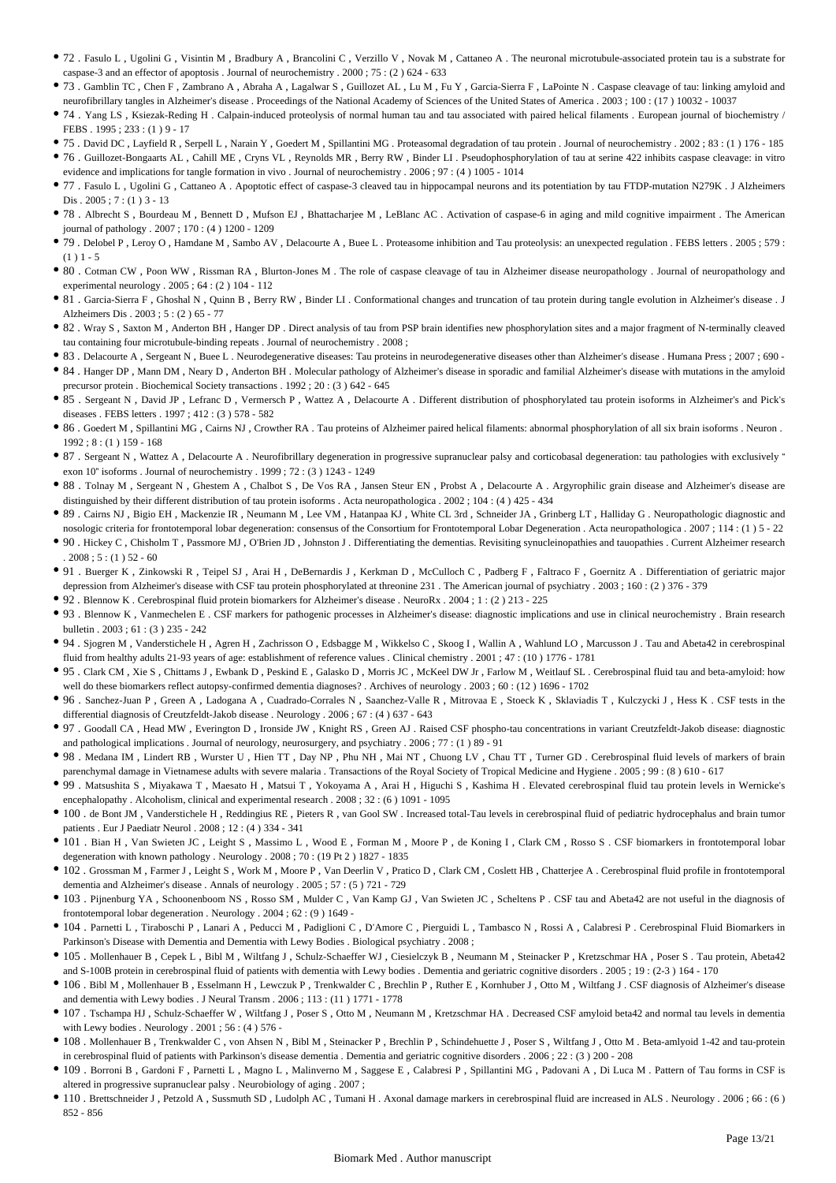- 72 . Fasulo L , Ugolini G , Visintin M , Bradbury A , Brancolini C , Verzillo V , Novak M , Cattaneo A . The neuronal microtubule-associated protein tau is a substrate for caspase-3 and an effector of apoptosis . Journal of neurochemistry . 2000 ; 75 : (2 ) 624 - 633
- 73 . Gamblin TC , Chen F , Zambrano A , Abraha A , Lagalwar S , Guillozet AL , Lu M , Fu Y , Garcia-Sierra F , LaPointe N . Caspase cleavage of tau: linking amyloid and neurofibrillary tangles in Alzheimer's disease . Proceedings of the National Academy of Sciences of the United States of America . 2003 ; 100 : (17 ) 10032 - 10037
- 74 . Yang LS , Ksiezak-Reding H . Calpain-induced proteolysis of normal human tau and tau associated with paired helical filaments . European journal of biochemistry / FEBS . 1995 ; 233 : (1 ) 9 - 17
- 75 . David DC , Layfield R , Serpell L , Narain Y , Goedert M , Spillantini MG . Proteasomal degradation of tau protein . Journal of neurochemistry . 2002 ; 83 : (1 ) 176 - 185
- 76 . Guillozet-Bongaarts AL , Cahill ME , Cryns VL , Reynolds MR , Berry RW , Binder LI . Pseudophosphorylation of tau at serine 422 inhibits caspase cleavage: in vitro evidence and implications for tangle formation in vivo . Journal of neurochemistry . 2006 ; 97 : (4 ) 1005 - 1014
- 77 . Fasulo L , Ugolini G , Cattaneo A . Apoptotic effect of caspase-3 cleaved tau in hippocampal neurons and its potentiation by tau FTDP-mutation N279K . J Alzheimers Dis . 2005 ; 7 : (1 ) 3 - 13
- 78 . Albrecht S , Bourdeau M , Bennett D , Mufson EJ , Bhattacharjee M , LeBlanc AC . Activation of caspase-6 in aging and mild cognitive impairment . The American journal of pathology . 2007 ; 170 : (4 ) 1200 - 1209
- 79 . Delobel P , Leroy O , Hamdane M , Sambo AV , Delacourte A , Buee L . Proteasome inhibition and Tau proteolysis: an unexpected regulation . FEBS letters . 2005 ; 579 : (1 ) 1 - 5
- 80 . Cotman CW , Poon WW , Rissman RA , Blurton-Jones M . The role of caspase cleavage of tau in Alzheimer disease neuropathology . Journal of neuropathology and experimental neurology . 2005 ; 64 : (2 ) 104 - 112
- 81 . Garcia-Sierra F , Ghoshal N , Quinn B , Berry RW , Binder LI . Conformational changes and truncation of tau protein during tangle evolution in Alzheimer's disease . J Alzheimers Dis . 2003 ; 5 : (2 ) 65 - 77
- 82 . Wray S , Saxton M , Anderton BH , Hanger DP . Direct analysis of tau from PSP brain identifies new phosphorylation sites and a major fragment of N-terminally cleaved tau containing four microtubule-binding repeats . Journal of neurochemistry . 2008 ;
- 83 . Delacourte A , Sergeant N , Buee L . Neurodegenerative diseases: Tau proteins in neurodegenerative diseases other than Alzheimer's disease . Humana Press ; 2007 ; 690 -
- 84 . Hanger DP , Mann DM , Neary D , Anderton BH . Molecular pathology of Alzheimer's disease in sporadic and familial Alzheimer's disease with mutations in the amyloid precursor protein . Biochemical Society transactions . 1992 ; 20 : (3 ) 642 - 645
- 85 . Sergeant N , David JP , Lefranc D , Vermersch P , Wattez A , Delacourte A . Different distribution of phosphorylated tau protein isoforms in Alzheimer's and Pick's diseases . FEBS letters . 1997 ; 412 : (3 ) 578 - 582
- 86 . Goedert M , Spillantini MG , Cairns NJ , Crowther RA . Tau proteins of Alzheimer paired helical filaments: abnormal phosphorylation of all six brain isoforms . Neuron . 1992 ; 8 : (1 ) 159 - 168
- 87 . Sergeant N , Wattez A , Delacourte A . Neurofibrillary degeneration in progressive supranuclear palsy and corticobasal degeneration: tau pathologies with exclusively " exon 10" isoforms . Journal of neurochemistry . 1999 ; 72 : (3 ) 1243 - 1249
- 88 . Tolnay M , Sergeant N , Ghestem A , Chalbot S , De Vos RA , Jansen Steur EN , Probst A , Delacourte A . Argyrophilic grain disease and Alzheimer's disease are distinguished by their different distribution of tau protein isoforms . Acta neuropathologica . 2002 ; 104 : (4 ) 425 - 434
- 89 . Cairns NJ , Bigio EH , Mackenzie IR , Neumann M , Lee VM , Hatanpaa KJ , White CL 3rd , Schneider JA , Grinberg LT , Halliday G . Neuropathologic diagnostic and nosologic criteria for frontotemporal lobar degeneration: consensus of the Consortium for Frontotemporal Lobar Degeneration . Acta neuropathologica . 2007 ; 114 : (1 ) 5 - 22
- 90 . Hickey C , Chisholm T , Passmore MJ , O'Brien JD , Johnston J . Differentiating the dementias. Revisiting synucleinopathies and tauopathies . Current Alzheimer research . 2008 ; 5 : (1 ) 52 - 60
- 91 . Buerger K , Zinkowski R , Teipel SJ , Arai H , DeBernardis J , Kerkman D , McCulloch C , Padberg F , Faltraco F , Goernitz A . Differentiation of geriatric major depression from Alzheimer's disease with CSF tau protein phosphorylated at threonine 231 . The American journal of psychiatry . 2003 ; 160 : (2 ) 376 - 379
- 92 . Blennow K . Cerebrospinal fluid protein biomarkers for Alzheimer's disease . NeuroRx . 2004 ; 1 : (2 ) 213 - 225
- 93 . Blennow K , Vanmechelen E . CSF markers for pathogenic processes in Alzheimer's disease: diagnostic implications and use in clinical neurochemistry . Brain research bulletin . 2003 ; 61 : (3 ) 235 - 242
- 94 . Sjogren M , Vanderstichele H , Agren H , Zachrisson O , Edsbagge M , Wikkelso C , Skoog I , Wallin A , Wahlund LO , Marcusson J . Tau and Abeta42 in cerebrospinal fluid from healthy adults 21-93 years of age: establishment of reference values . Clinical chemistry . 2001 ; 47 : (10 ) 1776 - 1781
- 95 . Clark CM , Xie S , Chittams J , Ewbank D , Peskind E , Galasko D , Morris JC , McKeel DW Jr , Farlow M , Weitlauf SL . Cerebrospinal fluid tau and beta-amyloid: how well do these biomarkers reflect autopsy-confirmed dementia diagnoses? . Archives of neurology . 2003 ; 60 : (12 ) 1696 - 1702
- 96 . Sanchez-Juan P , Green A , Ladogana A , Cuadrado-Corrales N , Saanchez-Valle R , Mitrovaa E , Stoeck K , Sklaviadis T , Kulczycki J , Hess K . CSF tests in the differential diagnosis of Creutzfeldt-Jakob disease . Neurology . 2006 ; 67 : (4 ) 637 - 643
- 97 . Goodall CA , Head MW , Everington D , Ironside JW , Knight RS , Green AJ . Raised CSF phospho-tau concentrations in variant Creutzfeldt-Jakob disease: diagnostic and pathological implications . Journal of neurology, neurosurgery, and psychiatry . 2006 ; 77 : (1 ) 89 - 91
- 98 . Medana IM , Lindert RB , Wurster U , Hien TT , Day NP , Phu NH , Mai NT , Chuong LV , Chau TT , Turner GD . Cerebrospinal fluid levels of markers of brain parenchymal damage in Vietnamese adults with severe malaria . Transactions of the Royal Society of Tropical Medicine and Hygiene . 2005 ; 99 : (8 ) 610 - 617
- 99 . Matsushita S , Miyakawa T , Maesato H , Matsui T , Yokoyama A , Arai H , Higuchi S , Kashima H . Elevated cerebrospinal fluid tau protein levels in Wernicke's encephalopathy . Alcoholism, clinical and experimental research . 2008 ; 32 : (6 ) 1091 - 1095
- 100 . de Bont JM , Vanderstichele H , Reddingius RE , Pieters R , van Gool SW . Increased total-Tau levels in cerebrospinal fluid of pediatric hydrocephalus and brain tumor patients . Eur J Paediatr Neurol . 2008 ; 12 : (4 ) 334 - 341
- 101 . Bian H , Van Swieten JC , Leight S , Massimo L , Wood E , Forman M , Moore P , de Koning I , Clark CM , Rosso S . CSF biomarkers in frontotemporal lobar degeneration with known pathology . Neurology . 2008 ; 70 : (19 Pt 2 ) 1827 - 1835
- 102 . Grossman M , Farmer J , Leight S , Work M , Moore P , Van Deerlin V , Pratico D , Clark CM , Coslett HB , Chatterjee A . Cerebrospinal fluid profile in frontotemporal dementia and Alzheimer's disease . Annals of neurology . 2005 ; 57 : (5 ) 721 - 729
- 103 . Pijnenburg YA , Schoonenboom NS , Rosso SM , Mulder C , Van Kamp GJ , Van Swieten JC , Scheltens P . CSF tau and Abeta42 are not useful in the diagnosis of frontotemporal lobar degeneration . Neurology . 2004 ; 62 : (9 ) 1649 -
- 104 . Parnetti L , Tiraboschi P , Lanari A , Peducci M , Padiglioni C , D'Amore C , Pierguidi L , Tambasco N , Rossi A , Calabresi P . Cerebrospinal Fluid Biomarkers in Parkinson's Disease with Dementia and Dementia with Lewy Bodies . Biological psychiatry . 2008 ;
- 105 . Mollenhauer B , Cepek L , Bibl M , Wiltfang J , Schulz-Schaeffer WJ , Ciesielczyk B , Neumann M , Steinacker P , Kretzschmar HA , Poser S . Tau protein, Abeta42 and S-100B protein in cerebrospinal fluid of patients with dementia with Lewy bodies . Dementia and geriatric cognitive disorders . 2005 ; 19 : (2-3 ) 164 - 170
- 106 . Bibl M , Mollenhauer B , Esselmann H , Lewczuk P , Trenkwalder C , Brechlin P , Ruther E , Kornhuber J , Otto M , Wiltfang J . CSF diagnosis of Alzheimer's disease and dementia with Lewy bodies . J Neural Transm . 2006 ; 113 : (11 ) 1771 - 1778
- 107 . Tschampa HJ , Schulz-Schaeffer W , Wiltfang J , Poser S , Otto M , Neumann M , Kretzschmar HA . Decreased CSF amyloid beta42 and normal tau levels in dementia with Lewy bodies . Neurology . 2001 ; 56 : (4 ) 576 -
- 108 . Mollenhauer B , Trenkwalder C , von Ahsen N , Bibl M , Steinacker P , Brechlin P , Schindehuette J , Poser S , Wiltfang J , Otto M . Beta-amlyoid 1-42 and tau-protein in cerebrospinal fluid of patients with Parkinson's disease dementia . Dementia and geriatric cognitive disorders . 2006 ; 22 : (3 ) 200 - 208
- 109 . Borroni B , Gardoni F , Parnetti L , Magno L , Malinverno M , Saggese E , Calabresi P , Spillantini MG , Padovani A , Di Luca M . Pattern of Tau forms in CSF is altered in progressive supranuclear palsy . Neurobiology of aging . 2007 ;
- 110 . Brettschneider J , Petzold A , Sussmuth SD , Ludolph AC , Tumani H . Axonal damage markers in cerebrospinal fluid are increased in ALS . Neurology . 2006 ; 66 : (6 ) 852 - 856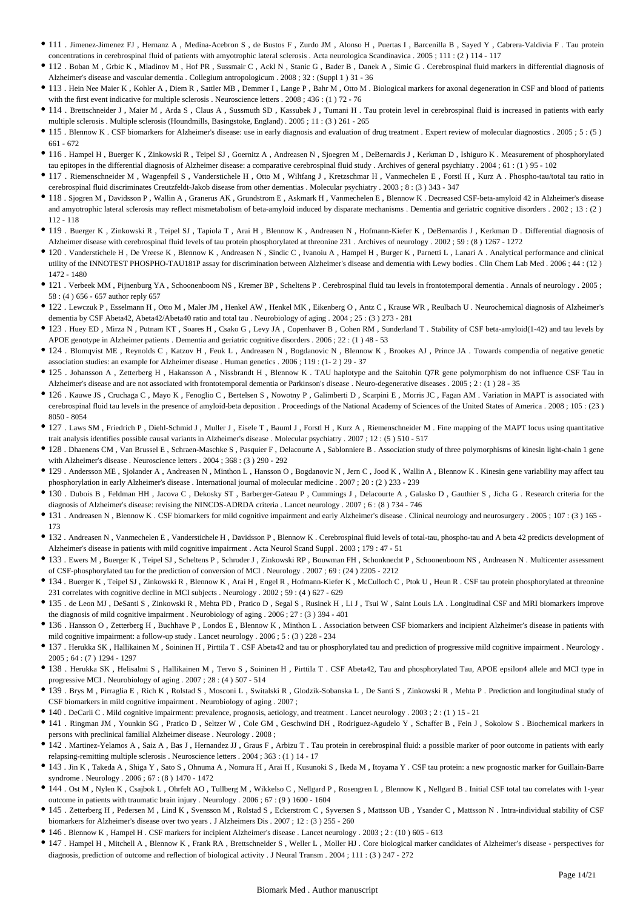- 111 . Jimenez-Jimenez FJ , Hernanz A , Medina-Acebron S , de Bustos F , Zurdo JM , Alonso H , Puertas I , Barcenilla B , Sayed Y , Cabrera-Valdivia F . Tau protein concentrations in cerebrospinal fluid of patients with amyotrophic lateral sclerosis . Acta neurologica Scandinavica . 2005 ; 111 : (2 ) 114 - 117
- 112 . Boban M , Grbic K , Mladinov M , Hof PR , Sussmair C , Ackl N , Stanic G , Bader B , Danek A , Simic G . Cerebrospinal fluid markers in differential diagnosis of Alzheimer's disease and vascular dementia . Collegium antropologicum . 2008 ; 32 : (Suppl 1 ) 31 - 36
- 113 . Hein Nee Maier K , Kohler A , Diem R , Sattler MB , Demmer I , Lange P , Bahr M , Otto M . Biological markers for axonal degeneration in CSF and blood of patients with the first event indicative for multiple sclerosis . Neuroscience letters . 2008 ; 436 : (1 ) 72 - 76
- 114 . Brettschneider J , Maier M , Arda S , Claus A , Sussmuth SD , Kassubek J , Tumani H . Tau protein level in cerebrospinal fluid is increased in patients with early multiple sclerosis . Multiple sclerosis (Houndmills, Basingstoke, England) . 2005 ; 11 : (3 ) 261 - 265
- 115 . Blennow K . CSF biomarkers for Alzheimer's disease: use in early diagnosis and evaluation of drug treatment . Expert review of molecular diagnostics . 2005 ; 5 : (5 ) 661 - 672
- 116 . Hampel H , Buerger K , Zinkowski R , Teipel SJ , Goernitz A , Andreasen N , Sjoegren M , DeBernardis J , Kerkman D , Ishiguro K . Measurement of phosphorylated tau epitopes in the differential diagnosis of Alzheimer disease: a comparative cerebrospinal fluid study . Archives of general psychiatry . 2004 ; 61 : (1 ) 95 - 102
- 117 . Riemenschneider M , Wagenpfeil S , Vanderstichele H , Otto M , Wiltfang J , Kretzschmar H , Vanmechelen E , Forstl H , Kurz A . Phospho-tau/total tau ratio in cerebrospinal fluid discriminates Creutzfeldt-Jakob disease from other dementias . Molecular psychiatry . 2003 ; 8 : (3 ) 343 - 347
- 118 . Sjogren M , Davidsson P , Wallin A , Granerus AK , Grundstrom E , Askmark H , Vanmechelen E , Blennow K . Decreased CSF-beta-amyloid 42 in Alzheimer's disease and amyotrophic lateral sclerosis may reflect mismetabolism of beta-amyloid induced by disparate mechanisms . Dementia and geriatric cognitive disorders . 2002 ; 13 : (2 ) 112 - 118
- 119 . Buerger K , Zinkowski R , Teipel SJ , Tapiola T , Arai H , Blennow K , Andreasen N , Hofmann-Kiefer K , DeBernardis J , Kerkman D . Differential diagnosis of Alzheimer disease with cerebrospinal fluid levels of tau protein phosphorylated at threonine 231 . Archives of neurology . 2002 ; 59 : (8 ) 1267 - 1272
- 120 . Vanderstichele H , De Vreese K , Blennow K , Andreasen N , Sindic C , Ivanoiu A , Hampel H , Burger K , Parnetti L , Lanari A . Analytical performance and clinical utility of the INNOTEST PHOSPHO-TAU181P assay for discrimination between Alzheimer's disease and dementia with Lewy bodies . Clin Chem Lab Med . 2006 ; 44 : (12 ) 1472 - 1480
- 121 . Verbeek MM , Pijnenburg YA , Schoonenboom NS , Kremer BP , Scheltens P . Cerebrospinal fluid tau levels in frontotemporal dementia . Annals of neurology . 2005 ; 58 : (4 ) 656 - 657 author reply 657
- 122 . Lewczuk P , Esselmann H , Otto M , Maler JM , Henkel AW , Henkel MK , Eikenberg O , Antz C , Krause WR , Reulbach U . Neurochemical diagnosis of Alzheimer's dementia by CSF Abeta42, Abeta42/Abeta40 ratio and total tau . Neurobiology of aging . 2004 ; 25 : (3 ) 273 - 281
- 123 . Huey ED , Mirza N , Putnam KT , Soares H , Csako G , Levy JA , Copenhaver B , Cohen RM , Sunderland T . Stability of CSF beta-amyloid(1-42) and tau levels by APOE genotype in Alzheimer patients . Dementia and geriatric cognitive disorders . 2006 ; 22 : (1 ) 48 - 53
- 124 . Blomqvist ME , Reynolds C , Katzov H , Feuk L , Andreasen N , Bogdanovic N , Blennow K , Brookes AJ , Prince JA . Towards compendia of negative genetic association studies: an example for Alzheimer disease . Human genetics . 2006 ; 119 : (1- 2 ) 29 - 37
- 125 . Johansson A , Zetterberg H , Hakansson A , Nissbrandt H , Blennow K . TAU haplotype and the Saitohin Q7R gene polymorphism do not influence CSF Tau in Alzheimer's disease and are not associated with frontotemporal dementia or Parkinson's disease . Neuro-degenerative diseases . 2005 ; 2 : (1 ) 28 - 35
- 126 . Kauwe JS , Cruchaga C , Mayo K , Fenoglio C , Bertelsen S , Nowotny P , Galimberti D , Scarpini E , Morris JC , Fagan AM . Variation in MAPT is associated with cerebrospinal fluid tau levels in the presence of amyloid-beta deposition . Proceedings of the National Academy of Sciences of the United States of America . 2008 ; 105 : (23 ) 8050 - 8054
- 127 . Laws SM , Friedrich P , Diehl-Schmid J , Muller J , Eisele T , Bauml J , Forstl H , Kurz A , Riemenschneider M . Fine mapping of the MAPT locus using quantitative trait analysis identifies possible causal variants in Alzheimer's disease . Molecular psychiatry . 2007 ; 12 : (5 ) 510 - 517
- 128 . Dhaenens CM , Van Brussel E , Schraen-Maschke S , Pasquier F , Delacourte A , Sablonniere B . Association study of three polymorphisms of kinesin light-chain 1 gene with Alzheimer's disease . Neuroscience letters . 2004 ; 368 : (3 ) 290 - 292
- 129 . Andersson ME , Sjolander A , Andreasen N , Minthon L , Hansson O , Bogdanovic N , Jern C , Jood K , Wallin A , Blennow K . Kinesin gene variability may affect tau phosphorylation in early Alzheimer's disease . International journal of molecular medicine . 2007 ; 20 : (2 ) 233 - 239
- 130 . Dubois B , Feldman HH , Jacova C , Dekosky ST , Barberger-Gateau P , Cummings J , Delacourte A , Galasko D , Gauthier S , Jicha G . Research criteria for the diagnosis of Alzheimer's disease: revising the NINCDS-ADRDA criteria . Lancet neurology . 2007 ; 6 : (8 ) 734 - 746
- 131 . Andreasen N , Blennow K . CSF biomarkers for mild cognitive impairment and early Alzheimer's disease . Clinical neurology and neurosurgery . 2005 ; 107 : (3 ) 165 - 173
- 132 . Andreasen N , Vanmechelen E , Vanderstichele H , Davidsson P , Blennow K . Cerebrospinal fluid levels of total-tau, phospho-tau and A beta 42 predicts development of Alzheimer's disease in patients with mild cognitive impairment . Acta Neurol Scand Suppl . 2003 ; 179 : 47 - 51
- 133 . Ewers M , Buerger K , Teipel SJ , Scheltens P , Schroder J , Zinkowski RP , Bouwman FH , Schonknecht P , Schoonenboom NS , Andreasen N . Multicenter assessment of CSF-phosphorylated tau for the prediction of conversion of MCI . Neurology . 2007 ; 69 : (24 ) 2205 - 2212
- 134 . Buerger K , Teipel SJ , Zinkowski R , Blennow K , Arai H , Engel R , Hofmann-Kiefer K , McCulloch C , Ptok U , Heun R . CSF tau protein phosphorylated at threonine 231 correlates with cognitive decline in MCI subjects . Neurology . 2002 ; 59 : (4 ) 627 - 629
- 135 . de Leon MJ , DeSanti S , Zinkowski R , Mehta PD , Pratico D , Segal S , Rusinek H , Li J , Tsui W , Saint Louis LA . Longitudinal CSF and MRI biomarkers improve the diagnosis of mild cognitive impairment . Neurobiology of aging . 2006 ; 27 : (3 ) 394 - 401
- 136 . Hansson O , Zetterberg H , Buchhave P , Londos E , Blennow K , Minthon L . Association between CSF biomarkers and incipient Alzheimer's disease in patients with mild cognitive impairment: a follow-up study . Lancet neurology . 2006 ; 5 : (3 ) 228 - 234
- 137 . Herukka SK , Hallikainen M , Soininen H , Pirttila T . CSF Abeta42 and tau or phosphorylated tau and prediction of progressive mild cognitive impairment . Neurology . 2005 ; 64 : (7 ) 1294 - 1297
- 138 . Herukka SK , Helisalmi S , Hallikainen M , Tervo S , Soininen H , Pirttila T . CSF Abeta42, Tau and phosphorylated Tau, APOE epsilon4 allele and MCI type in progressive MCI . Neurobiology of aging . 2007 ; 28 : (4 ) 507 - 514
- 139 . Brys M , Pirraglia E , Rich K , Rolstad S , Mosconi L , Switalski R , Glodzik-Sobanska L , De Santi S , Zinkowski R , Mehta P . Prediction and longitudinal study of CSF biomarkers in mild cognitive impairment . Neurobiology of aging . 2007 ;
- 140 . DeCarli C . Mild cognitive impairment: prevalence, prognosis, aetiology, and treatment . Lancet neurology . 2003 ; 2 : (1 ) 15 - 21
- 141 . Ringman JM , Younkin SG , Pratico D , Seltzer W , Cole GM , Geschwind DH , Rodriguez-Agudelo Y , Schaffer B , Fein J , Sokolow S . Biochemical markers in persons with preclinical familial Alzheimer disease . Neurology . 2008 ;
- 142 . Martinez-Yelamos A , Saiz A , Bas J , Hernandez JJ , Graus F , Arbizu T . Tau protein in cerebrospinal fluid: a possible marker of poor outcome in patients with early relapsing-remitting multiple sclerosis . Neuroscience letters . 2004 ; 363 : (1 ) 14 - 17
- 143 . Jin K , Takeda A , Shiga Y , Sato S , Ohnuma A , Nomura H , Arai H , Kusunoki S , Ikeda M , Itoyama Y . CSF tau protein: a new prognostic marker for Guillain-Barre syndrome . Neurology . 2006 ; 67 : (8 ) 1470 - 1472
- 144 . Ost M , Nylen K , Csajbok L , Ohrfelt AO , Tullberg M , Wikkelso C , Nellgard P , Rosengren L , Blennow K , Nellgard B . Initial CSF total tau correlates with 1-year outcome in patients with traumatic brain injury . Neurology . 2006 ; 67 : (9 ) 1600 - 1604
- 145 . Zetterberg H , Pedersen M , Lind K , Svensson M , Rolstad S , Eckerstrom C , Syversen S , Mattsson UB , Ysander C , Mattsson N . Intra-individual stability of CSF biomarkers for Alzheimer's disease over two years . J Alzheimers Dis . 2007 ; 12 : (3 ) 255 - 260
- 146 . Blennow K , Hampel H . CSF markers for incipient Alzheimer's disease . Lancet neurology . 2003 ; 2 : (10 ) 605 - 613
- 147 . Hampel H , Mitchell A , Blennow K , Frank RA , Brettschneider S , Weller L , Moller HJ . Core biological marker candidates of Alzheimer's disease - perspectives for diagnosis, prediction of outcome and reflection of biological activity . J Neural Transm . 2004 ; 111 : (3 ) 247 - 272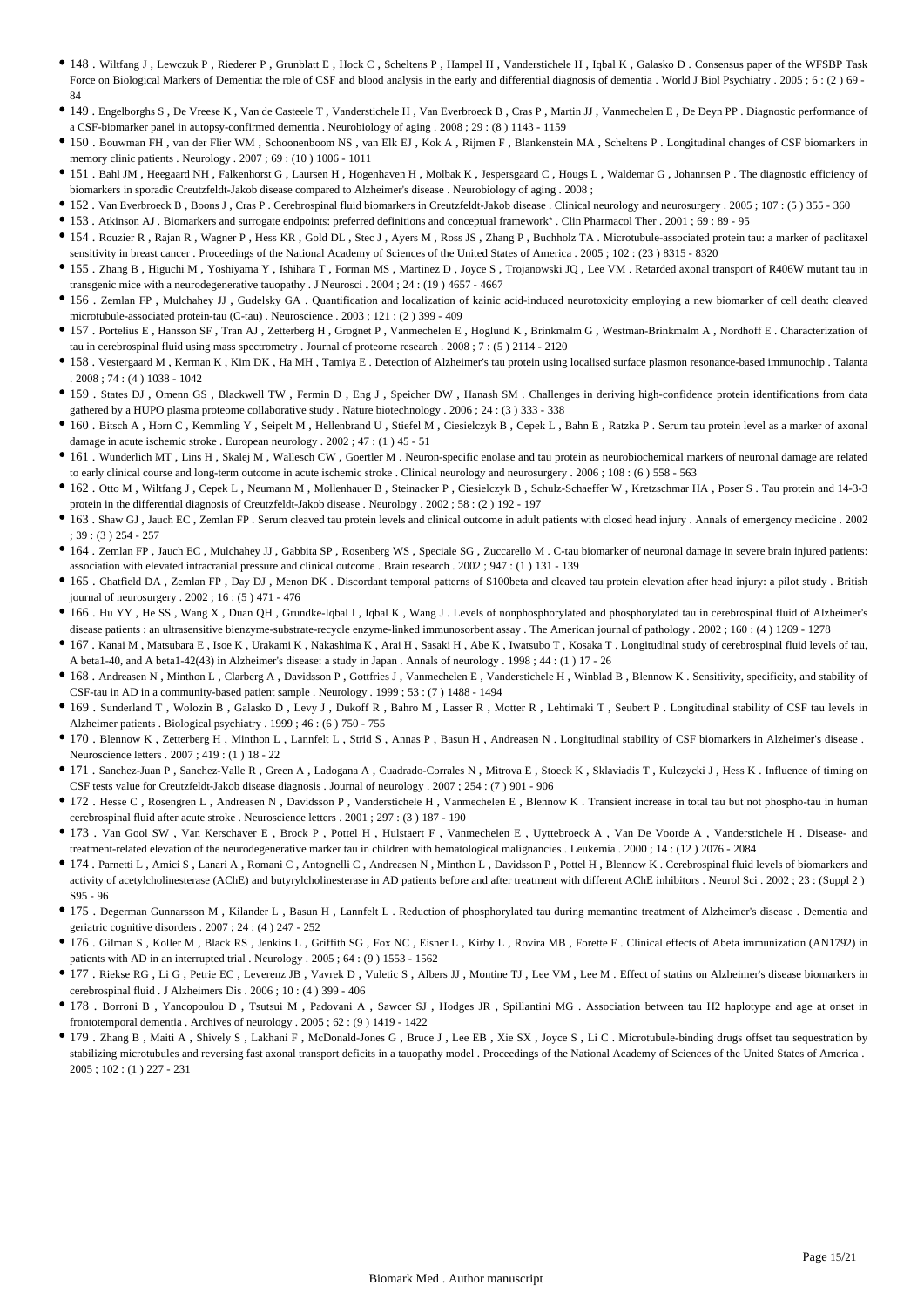- 148 . Wiltfang J , Lewczuk P , Riederer P , Grunblatt E , Hock C , Scheltens P , Hampel H , Vanderstichele H , Iqbal K , Galasko D . Consensus paper of the WFSBP Task Force on Biological Markers of Dementia: the role of CSF and blood analysis in the early and differential diagnosis of dementia . World J Biol Psychiatry . 2005 ; 6 : (2 ) 69 - 84
- 149 . Engelborghs S , De Vreese K , Van de Casteele T , Vanderstichele H , Van Everbroeck B , Cras P , Martin JJ , Vanmechelen E , De Deyn PP . Diagnostic performance of a CSF-biomarker panel in autopsy-confirmed dementia . Neurobiology of aging . 2008 ; 29 : (8 ) 1143 - 1159
- 150 . Bouwman FH , van der Flier WM , Schoonenboom NS , van Elk EJ , Kok A , Rijmen F , Blankenstein MA , Scheltens P . Longitudinal changes of CSF biomarkers in memory clinic patients . Neurology . 2007 ; 69 : (10 ) 1006 - 1011
- 151 . Bahl JM , Heegaard NH , Falkenhorst G , Laursen H , Hogenhaven H , Molbak K , Jespersgaard C , Hougs L , Waldemar G , Johannsen P . The diagnostic efficiency of biomarkers in sporadic Creutzfeldt-Jakob disease compared to Alzheimer's disease . Neurobiology of aging . 2008 ;
- 152 . Van Everbroeck B , Boons J , Cras P . Cerebrospinal fluid biomarkers in Creutzfeldt-Jakob disease . Clinical neurology and neurosurgery . 2005 ; 107 : (5 ) 355 - 360
- 153 . Atkinson AJ . Biomarkers and surrogate endpoints: preferred definitions and conceptual framework* . Clin Pharmacol Ther . 2001 ; 69 : 89 - 95
- 154 . Rouzier R , Rajan R , Wagner P , Hess KR , Gold DL , Stec J , Ayers M , Ross JS , Zhang P , Buchholz TA . Microtubule-associated protein tau: a marker of paclitaxel sensitivity in breast cancer . Proceedings of the National Academy of Sciences of the United States of America . 2005 ; 102 : (23 ) 8315 - 8320
- 155 . Zhang B , Higuchi M , Yoshiyama Y , Ishihara T , Forman MS , Martinez D , Joyce S , Trojanowski JQ , Lee VM . Retarded axonal transport of R406W mutant tau in transgenic mice with a neurodegenerative tauopathy . J Neurosci . 2004 ; 24 : (19 ) 4657 - 4667
- 156 . Zemlan FP , Mulchahey JJ , Gudelsky GA . Quantification and localization of kainic acid-induced neurotoxicity employing a new biomarker of cell death: cleaved microtubule-associated protein-tau (C-tau) . Neuroscience . 2003 ; 121 : (2 ) 399 - 409
- 157 . Portelius E , Hansson SF , Tran AJ , Zetterberg H , Grognet P , Vanmechelen E , Hoglund K , Brinkmalm G , Westman-Brinkmalm A , Nordhoff E . Characterization of tau in cerebrospinal fluid using mass spectrometry . Journal of proteome research . 2008 ; 7 : (5 ) 2114 - 2120
- 158 . Vestergaard M , Kerman K , Kim DK , Ha MH , Tamiya E . Detection of Alzheimer's tau protein using localised surface plasmon resonance-based immunochip . Talanta . 2008 ; 74 : (4 ) 1038 - 1042
- 159 . States DJ , Omenn GS , Blackwell TW , Fermin D , Eng J , Speicher DW , Hanash SM . Challenges in deriving high-confidence protein identifications from data gathered by a HUPO plasma proteome collaborative study . Nature biotechnology . 2006 ; 24 : (3 ) 333 - 338
- 160 . Bitsch A , Horn C , Kemmling Y , Seipelt M , Hellenbrand U , Stiefel M , Ciesielczyk B , Cepek L , Bahn E , Ratzka P . Serum tau protein level as a marker of axonal damage in acute ischemic stroke . European neurology . 2002 ; 47 : (1 ) 45 - 51
- 161 . Wunderlich MT , Lins H , Skalej M , Wallesch CW , Goertler M . Neuron-specific enolase and tau protein as neurobiochemical markers of neuronal damage are related to early clinical course and long-term outcome in acute ischemic stroke . Clinical neurology and neurosurgery . 2006 ; 108 : (6 ) 558 - 563
- 162 . Otto M , Wiltfang J , Cepek L , Neumann M , Mollenhauer B , Steinacker P , Ciesielczyk B , Schulz-Schaeffer W , Kretzschmar HA , Poser S . Tau protein and 14-3-3 protein in the differential diagnosis of Creutzfeldt-Jakob disease . Neurology . 2002 ; 58 : (2 ) 192 - 197
- 163 . Shaw GJ , Jauch EC , Zemlan FP . Serum cleaved tau protein levels and clinical outcome in adult patients with closed head injury . Annals of emergency medicine . 2002 ; 39 : (3 ) 254 - 257
- 164 . Zemlan FP , Jauch EC , Mulchahey JJ , Gabbita SP , Rosenberg WS , Speciale SG , Zuccarello M . C-tau biomarker of neuronal damage in severe brain injured patients: association with elevated intracranial pressure and clinical outcome . Brain research . 2002 ; 947 : (1 ) 131 - 139
- 165 . Chatfield DA , Zemlan FP , Day DJ , Menon DK . Discordant temporal patterns of S100beta and cleaved tau protein elevation after head injury: a pilot study . British journal of neurosurgery . 2002 ; 16 : (5 ) 471 - 476
- 166 . Hu YY , He SS , Wang X , Duan QH , Grundke-Iqbal I , Iqbal K , Wang J . Levels of nonphosphorylated and phosphorylated tau in cerebrospinal fluid of Alzheimer's disease patients : an ultrasensitive bienzyme-substrate-recycle enzyme-linked immunosorbent assay . The American journal of pathology . 2002 ; 160 : (4 ) 1269 - 1278
- 167 . Kanai M , Matsubara E , Isoe K , Urakami K , Nakashima K , Arai H , Sasaki H , Abe K , Iwatsubo T , Kosaka T . Longitudinal study of cerebrospinal fluid levels of tau, A beta1-40, and A beta1-42(43) in Alzheimer's disease: a study in Japan . Annals of neurology . 1998 ; 44 : (1 ) 17 - 26
- 168 . Andreasen N , Minthon L , Clarberg A , Davidsson P , Gottfries J , Vanmechelen E , Vanderstichele H , Winblad B , Blennow K . Sensitivity, specificity, and stability of CSF-tau in AD in a community-based patient sample . Neurology . 1999 ; 53 : (7 ) 1488 - 1494
- 169 . Sunderland T , Wolozin B , Galasko D , Levy J , Dukoff R , Bahro M , Lasser R , Motter R , Lehtimaki T , Seubert P . Longitudinal stability of CSF tau levels in Alzheimer patients . Biological psychiatry . 1999 ; 46 : (6 ) 750 - 755
- 170 . Blennow K , Zetterberg H , Minthon L , Lannfelt L , Strid S , Annas P , Basun H , Andreasen N . Longitudinal stability of CSF biomarkers in Alzheimer's disease . Neuroscience letters . 2007 ; 419 : (1 ) 18 - 22
- 171 . Sanchez-Juan P , Sanchez-Valle R , Green A , Ladogana A , Cuadrado-Corrales N , Mitrova E , Stoeck K , Sklaviadis T , Kulczycki J , Hess K . Influence of timing on CSF tests value for Creutzfeldt-Jakob disease diagnosis . Journal of neurology . 2007 ; 254 : (7 ) 901 - 906
- 172 . Hesse C , Rosengren L , Andreasen N , Davidsson P , Vanderstichele H , Vanmechelen E , Blennow K . Transient increase in total tau but not phospho-tau in human cerebrospinal fluid after acute stroke . Neuroscience letters . 2001 ; 297 : (3 ) 187 - 190
- 173 . Van Gool SW , Van Kerschaver E , Brock P , Pottel H , Hulstaert F , Vanmechelen E , Uyttebroeck A , Van De Voorde A , Vanderstichele H . Disease- and treatment-related elevation of the neurodegenerative marker tau in children with hematological malignancies . Leukemia . 2000 ; 14 : (12 ) 2076 - 2084
- 174 . Parnetti L , Amici S , Lanari A , Romani C , Antognelli C , Andreasen N , Minthon L , Davidsson P , Pottel H , Blennow K . Cerebrospinal fluid levels of biomarkers and activity of acetylcholinesterase (AChE) and butyrylcholinesterase in AD patients before and after treatment with different AChE inhibitors . Neurol Sci . 2002 ; 23 : (Suppl 2 ) S95 - 96
- 175 . Degerman Gunnarsson M , Kilander L , Basun H , Lannfelt L . Reduction of phosphorylated tau during memantine treatment of Alzheimer's disease . Dementia and geriatric cognitive disorders . 2007 ; 24 : (4 ) 247 - 252
- 176 . Gilman S , Koller M , Black RS , Jenkins L , Griffith SG , Fox NC , Eisner L , Kirby L , Rovira MB , Forette F . Clinical effects of Abeta immunization (AN1792) in patients with AD in an interrupted trial . Neurology . 2005 ; 64 : (9 ) 1553 - 1562
- 177 . Riekse RG , Li G , Petrie EC , Leverenz JB , Vavrek D , Vuletic S , Albers JJ , Montine TJ , Lee VM , Lee M . Effect of statins on Alzheimer's disease biomarkers in cerebrospinal fluid . J Alzheimers Dis . 2006 ; 10 : (4 ) 399 - 406
- 178 . Borroni B , Yancopoulou D , Tsutsui M , Padovani A , Sawcer SJ , Hodges JR , Spillantini MG . Association between tau H2 haplotype and age at onset in frontotemporal dementia . Archives of neurology . 2005 ; 62 : (9 ) 1419 - 1422
- 179 . Zhang B , Maiti A , Shively S , Lakhani F , McDonald-Jones G , Bruce J , Lee EB , Xie SX , Joyce S , Li C . Microtubule-binding drugs offset tau sequestration by stabilizing microtubules and reversing fast axonal transport deficits in a tauopathy model . Proceedings of the National Academy of Sciences of the United States of America . 2005 ; 102 : (1 ) 227 - 231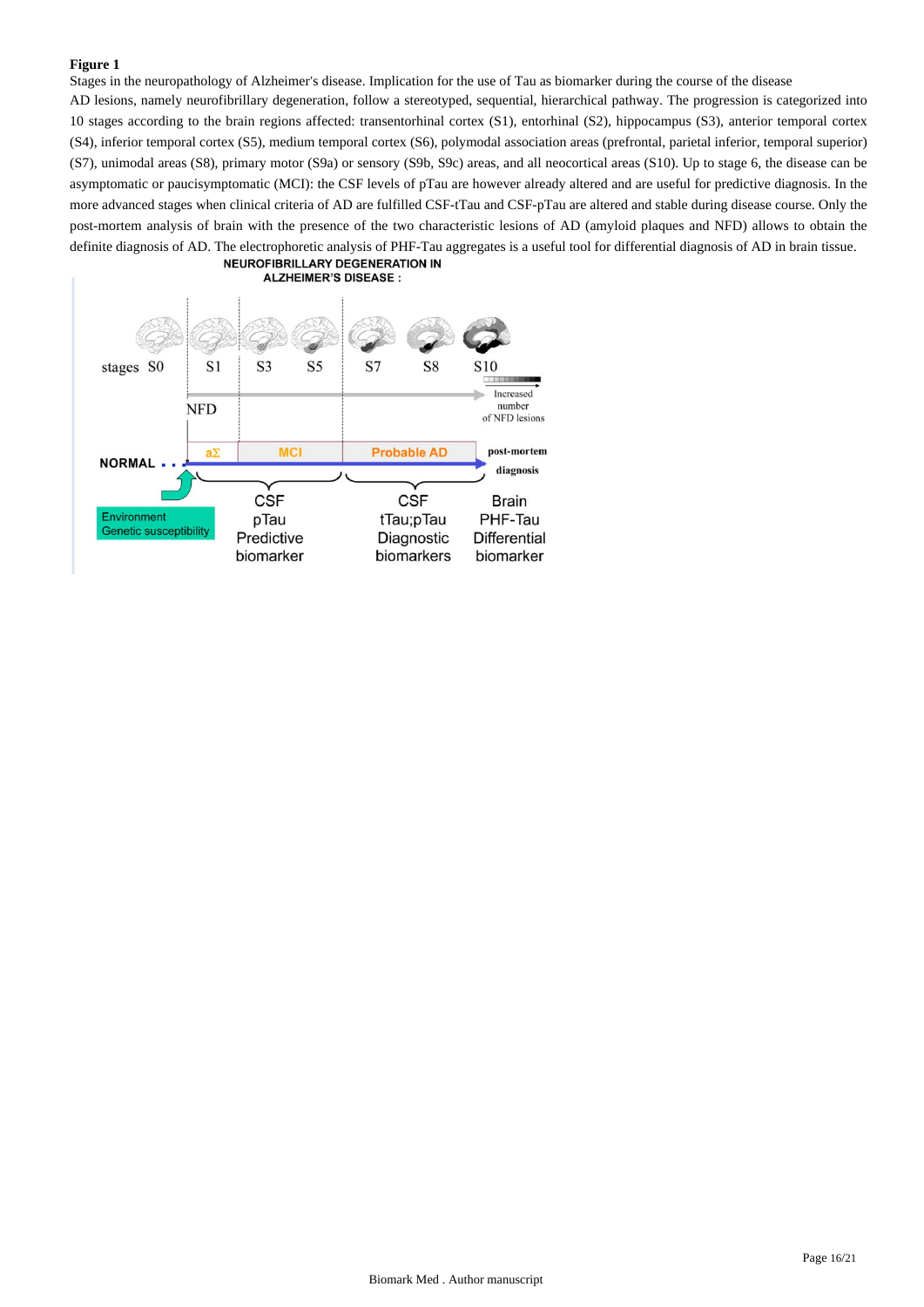**Figure 1**

Stages in the neuropathology of Alzheimer's disease. Implication for the use of Tau as biomarker during the course of the disease

AD lesions, namely neurofibrillary degeneration, follow a stereotyped, sequential, hierarchical pathway. The progression is categorized into 10 stages according to the brain regions affected: transentorhinal cortex (S1), entorhinal (S2), hippocampus (S3), anterior temporal cortex (S4), inferior temporal cortex (S5), medium temporal cortex (S6), polymodal association areas (prefrontal, parietal inferior, temporal superior) (S7), unimodal areas (S8), primary motor (S9a) or sensory (S9b, S9c) areas, and all neocortical areas (S10). Up to stage 6, the disease can be asymptomatic or paucisymptomatic (MCI): the CSF levels of pTau are however already altered and are useful for predictive diagnosis. In the more advanced stages when clinical criteria of AD are fulfilled CSF-tTau and CSF-pTau are altered and stable during disease course. Only the post-mortem analysis of brain with the presence of the two characteristic lesions of AD (amyloid plaques and NFD) allows to obtain the definite diagnosis of AD. The electrophoretic analysis of PHF-Tau aggregates is a useful tool for differential diagnosis of AD in brain tissue.

NEUROFIBRILLARY DEGENERATION IN ALZHEIMER'S DISEASE :

stages S0 S1 S3 S5 S7 S8 S10

NFD — Increased number of NFD lesions

NORMAL — aΣ — MCI — Probable AD — post-mortem diagnosis

Environment Genetic susceptibility

CSF pTau Predictive biomarker

CSF tTau;pTau Diagnostic biomarkers

Brain PHF-Tau Differential biomarker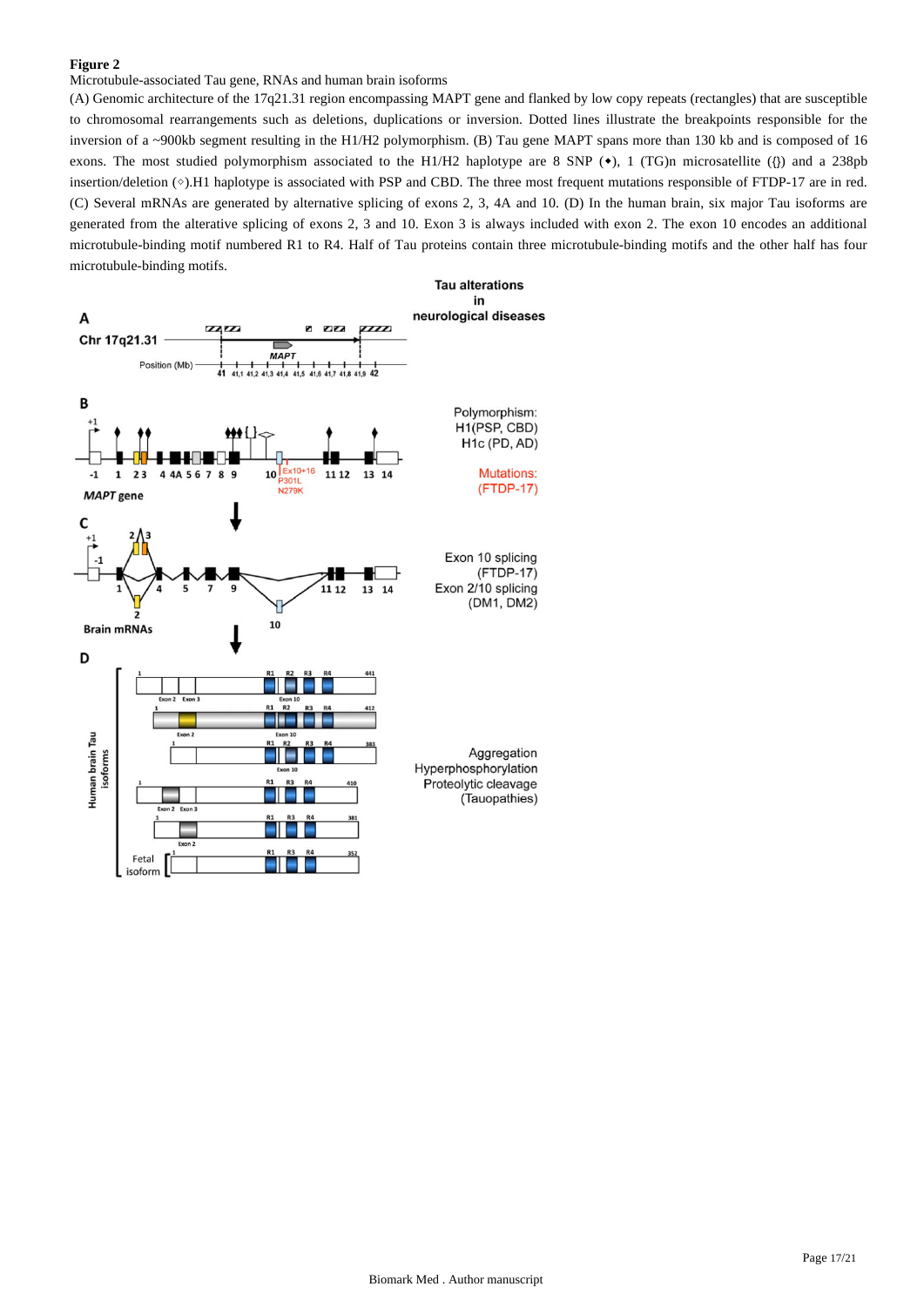**Figure 2**

Microtubule-associated Tau gene, RNAs and human brain isoforms

(A) Genomic architecture of the 17q21.31 region encompassing MAPT gene and flanked by low copy repeats (rectangles) that are susceptible to chromosomal rearrangements such as deletions, duplications or inversion. Dotted lines illustrate the breakpoints responsible for the inversion of a ~900kb segment resulting in the H1/H2 polymorphism. (B) Tau gene MAPT spans more than 130 kb and is composed of 16 exons. The most studied polymorphism associated to the H1/H2 haplotype are 8 SNP (◆), 1 (TG)n microsatellite ({}) and a 238pb insertion/deletion (◇).H1 haplotype is associated with PSP and CBD. The three most frequent mutations responsible of FTDP-17 are in red. (C) Several mRNAs are generated by alternative splicing of exons 2, 3, 4A and 10. (D) In the human brain, six major Tau isoforms are generated from the alterative splicing of exons 2, 3 and 10. Exon 3 is always included with exon 2. The exon 10 encodes an additional microtubule-binding motif numbered R1 to R4. Half of Tau proteins contain three microtubule-binding motifs and the other half has four microtubule-binding motifs.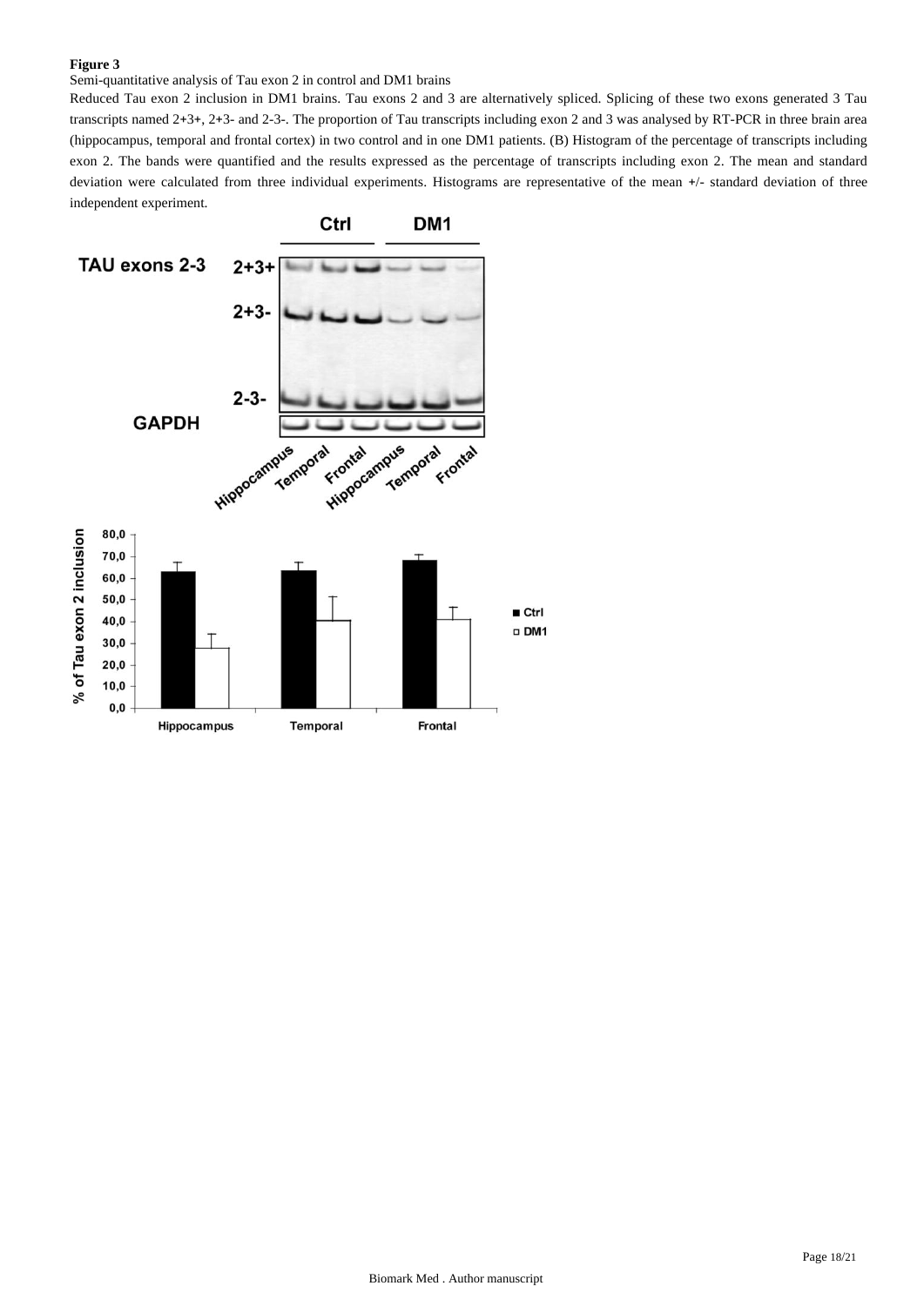**Figure 3**

Semi-quantitative analysis of Tau exon 2 in control and DM1 brains

Reduced Tau exon 2 inclusion in DM1 brains. Tau exons 2 and 3 are alternatively spliced. Splicing of these two exons generated 3 Tau transcripts named 2+3+, 2+3- and 2-3-. The proportion of Tau transcripts including exon 2 and 3 was analysed by RT-PCR in three brain area (hippocampus, temporal and frontal cortex) in two control and in one DM1 patients. (B) Histogram of the percentage of transcripts including exon 2. The bands were quantified and the results expressed as the percentage of transcripts including exon 2. The mean and standard deviation were calculated from three individual experiments. Histograms are representative of the mean +/- standard deviation of three independent experiment.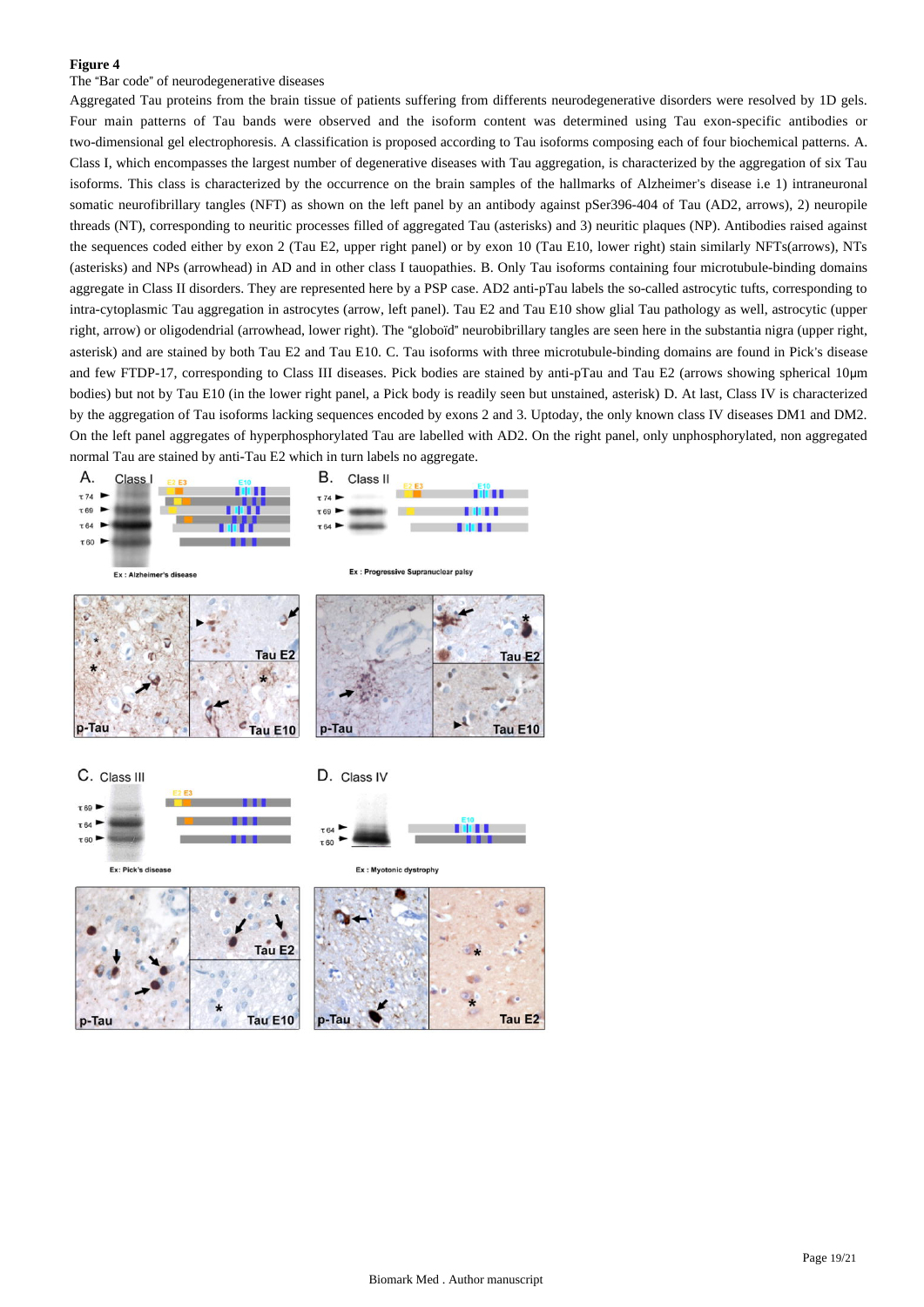**Figure 4**

The "Bar code" of neurodegenerative diseases

Aggregated Tau proteins from the brain tissue of patients suffering from differents neurodegenerative disorders were resolved by 1D gels. Four main patterns of Tau bands were observed and the isoform content was determined using Tau exon-specific antibodies or two-dimensional gel electrophoresis. A classification is proposed according to Tau isoforms composing each of four biochemical patterns. A. Class I, which encompasses the largest number of degenerative diseases with Tau aggregation, is characterized by the aggregation of six Tau isoforms. This class is characterized by the occurrence on the brain samples of the hallmarks of Alzheimer's disease i.e 1) intraneuronal somatic neurofibrillary tangles (NFT) as shown on the left panel by an antibody against pSer396-404 of Tau (AD2, arrows), 2) neuropile threads (NT), corresponding to neuritic processes filled of aggregated Tau (asterisks) and 3) neuritic plaques (NP). Antibodies raised against the sequences coded either by exon 2 (Tau E2, upper right panel) or by exon 10 (Tau E10, lower right) stain similarly NFTs(arrows), NTs (asterisks) and NPs (arrowhead) in AD and in other class I tauopathies. B. Only Tau isoforms containing four microtubule-binding domains aggregate in Class II disorders. They are represented here by a PSP case. AD2 anti-pTau labels the so-called astrocytic tufts, corresponding to intra-cytoplasmic Tau aggregation in astrocytes (arrow, left panel). Tau E2 and Tau E10 show glial Tau pathology as well, astrocytic (upper right, arrow) or oligodendrial (arrowhead, lower right). The "globoïd" neurobibrillary tangles are seen here in the substantia nigra (upper right, asterisk) and are stained by both Tau E2 and Tau E10. C. Tau isoforms with three microtubule-binding domains are found in Pick's disease and few FTDP-17, corresponding to Class III diseases. Pick bodies are stained by anti-pTau and Tau E2 (arrows showing spherical 10μm bodies) but not by Tau E10 (in the lower right panel, a Pick body is readily seen but unstained, asterisk) D. At last, Class IV is characterized by the aggregation of Tau isoforms lacking sequences encoded by exons 2 and 3. Uptoday, the only known class IV diseases DM1 and DM2. On the left panel aggregates of hyperphosphorylated Tau are labelled with AD2. On the right panel, only unphosphorylated, non aggregated normal Tau are stained by anti-Tau E2 which in turn labels no aggregate.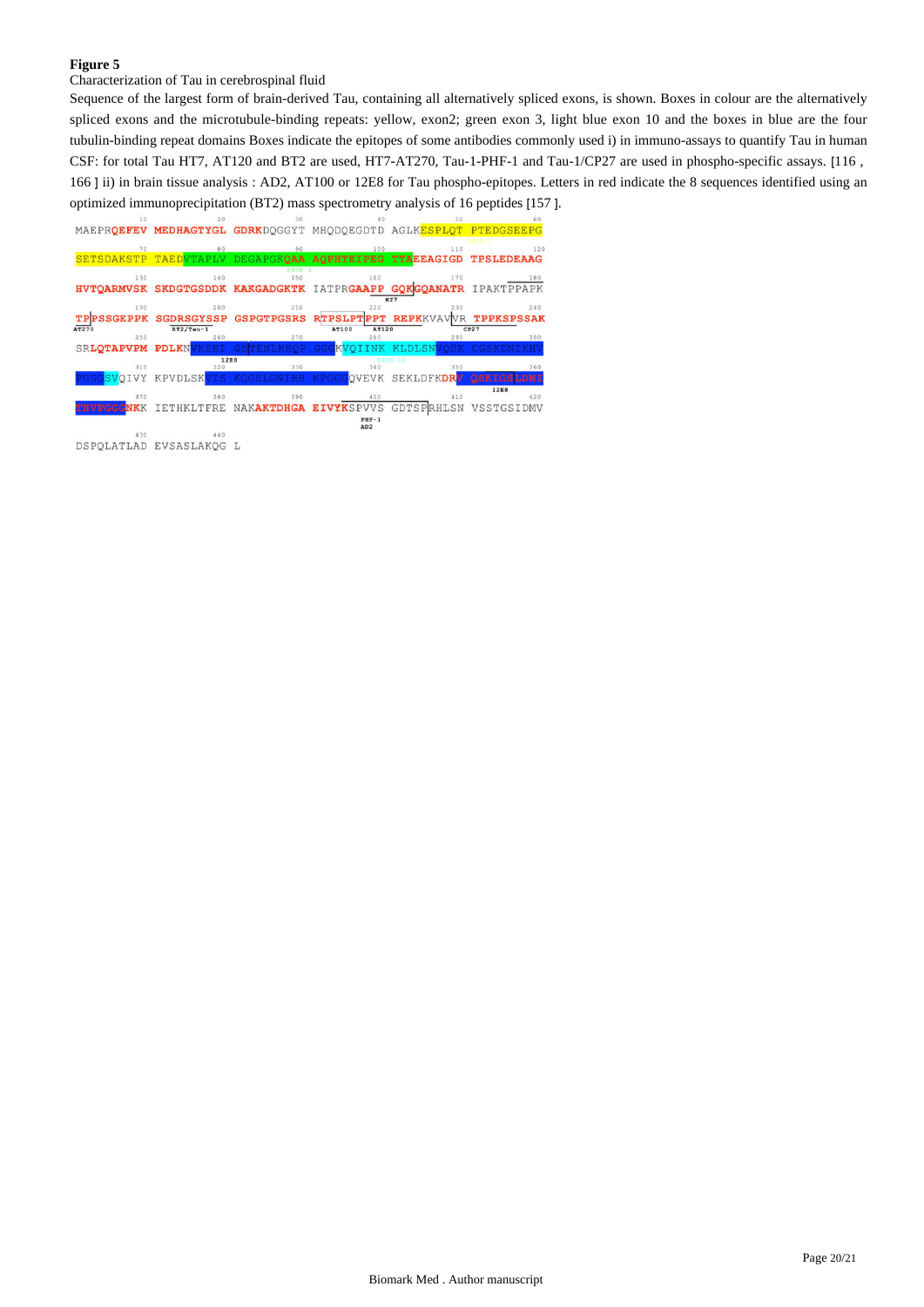**Figure 5**

Characterization of Tau in cerebrospinal fluid

Sequence of the largest form of brain-derived Tau, containing all alternatively spliced exons, is shown. Boxes in colour are the alternatively spliced exons and the microtubule-binding repeats: yellow, exon2; green exon 3, light blue exon 10 and the boxes in blue are the four tubulin-binding repeat domains Boxes indicate the epitopes of some antibodies commonly used i) in immuno-assays to quantify Tau in human CSF: for total Tau HT7, AT120 and BT2 are used, HT7-AT270, Tau-1-PHF-1 and Tau-1/CP27 are used in phospho-specific assays. [116 , 166 ] ii) in brain tissue analysis : AD2, AT100 or 12E8 for Tau phospho-epitopes. Letters in red indicate the 8 sequences identified using an optimized immunoprecipitation (BT2) mass spectrometry analysis of 16 peptides [157 ].

```
MAEPRQEFEV MEDHAGTYGL GDRKDQGGYT MHQDQEGDTD AGLKESPLQT PTEDGSEEPG
SETSDAKSTP TAEDVTAPLV DEGAPGKQAA AQPHTEIPEG TTAEEAGIGD TPSLEDEAAG
HVTQARMVSK SKDGTGSDDK KAKGADGKTK IATPRGAAPP GQKGQANATR IPAKTPPAPK
TPPSSGEPPK SGDRSGYSSP GSPGTPGSRS RTPSLPTPPT REPKKVAVVR TPPKSPSSAK
SRLQTAPVPM PDLKNVKSKI GSTENLKHQP GGGKVQIINK KLDLSNVQSK CGSKDNIKHV
PGGGSVQIVY KPVDLSKVTS KCGSLGNIHH KPGGGQVEVK SEKLDFKDRV QSKIGSLDNI
THVPGGGNKK IETHKLTFRE NAKAKTDHGA EIVYKSPVVS GDTSPRHLSN VSSTGSIDMV
DSPQLATLAD EVSASLAKQG L
```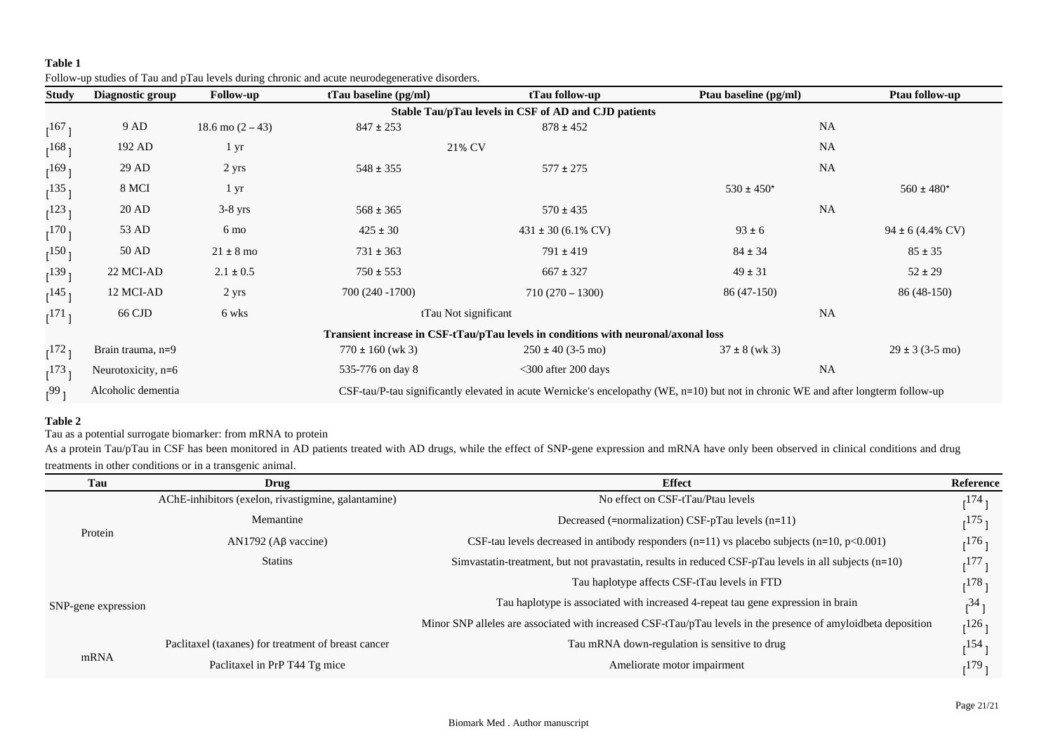**Table 1**

Follow-up studies of Tau and pTau levels during chronic and acute neurodegenerative disorders.

| Study | Diagnostic group | Follow-up | tTau baseline (pg/ml) | tTau follow-up | Ptau baseline (pg/ml) | Ptau follow-up |
|---|---|---|---|---|---|---|
| | | | **Stable Tau/pTau levels in CSF of AD and CJD patients** | | | |
| [167] | 9 AD | 18.6 mo (2 – 43) | 847 ± 253 | 878 ± 452 | NA | |
| [168] | 192 AD | 1 yr | 21% CV | | NA | |
| [169] | 29 AD | 2 yrs | 548 ± 355 | 577 ± 275 | NA | |
| [135] | 8 MCI | 1 yr | | | 530 ± 450* | 560 ± 480* |
| [123] | 20 AD | 3-8 yrs | 568 ± 365 | 570 ± 435 | NA | |
| [170] | 53 AD | 6 mo | 425 ± 30 | 431 ± 30 (6.1% CV) | 93 ± 6 | 94 ± 6 (4.4% CV) |
| [150] | 50 AD | 21 ± 8 mo | 731 ± 363 | 791 ± 419 | 84 ± 34 | 85 ± 35 |
| [139] | 22 MCI-AD | 2.1 ± 0.5 | 750 ± 553 | 667 ± 327 | 49 ± 31 | 52 ± 29 |
| [145] | 12 MCI-AD | 2 yrs | 700 (240 -1700) | 710 (270 – 1300) | 86 (47-150) | 86 (48-150) |
| [171] | 66 CJD | 6 wks | tTau Not significant | | NA | |
| | | | **Transient increase in CSF-tTau/pTau levels in conditions with neuronal/axonal loss** | | | |
| [172] | Brain trauma, n=9 | | 770 ± 160 (wk 3) | 250 ± 40 (3-5 mo) | 37 ± 8 (wk 3) | 29 ± 3 (3-5 mo) |
| [173] | Neurotoxicity, n=6 | | 535-776 on day 8 | <300 after 200 days | NA | |
| [99] | Alcoholic dementia | | CSF-tau/P-tau significantly elevated in acute Wernicke's encelopathy (WE, n=10) but not in chronic WE and after longterm follow-up | | | |

**Table 2**

Tau as a potential surrogate biomarker: from mRNA to protein

As a protein Tau/pTau in CSF has been monitored in AD patients treated with AD drugs, while the effect of SNP-gene expression and mRNA have only been observed in clinical conditions and drug treatments in other conditions or in a transgenic animal.

| Tau | Drug | Effect | Reference |
|---|---|---|---|
| Protein | AChE-inhibitors (exelon, rivastigmine, galantamine) | No effect on CSF-tTau/Ptau levels | [174] |
| | Memantine | Decreased (=normalization) CSF-pTau levels (n=11) | [175] |
| | AN1792 (Aβ vaccine) | CSF-tau levels decreased in antibody responders (n=11) vs placebo subjects (n=10, $p<0.001$) | [176] |
| | Statins | Simvastatin-treatment, but not pravastatin, results in reduced CSF-pTau levels in all subjects (n=10) | [177] |
| SNP-gene expression | | Tau haplotype affects CSF-tTau levels in FTD | [178] |
| | | Tau haplotype is associated with increased 4-repeat tau gene expression in brain | [34] |
| | | Minor SNP alleles are associated with increased CSF-tTau/pTau levels in the presence of amyloidbeta deposition | [126] |
| mRNA | Paclitaxel (taxanes) for treatment of breast cancer | Tau mRNA down-regulation is sensitive to drug | [154] |
| | Paclitaxel in PrP T44 Tg mice | Ameliorate motor impairment | [179] |